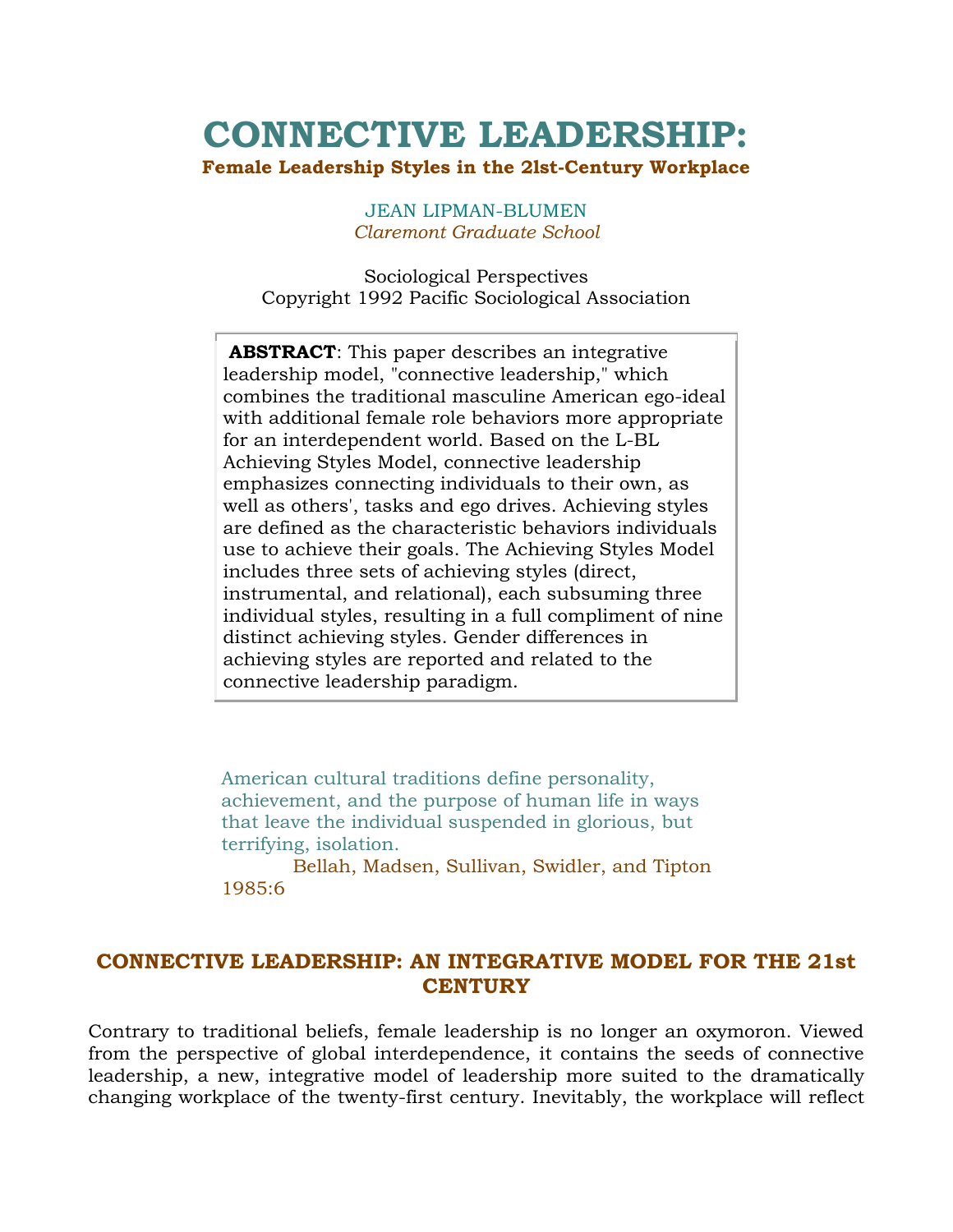# CONNECTIVE LEADERSHIP:

**Female Leadership Styles in the 21st-Century Workplace**

JEAN LIPMAN-BLUMEN
*Claremont Graduate School*

Sociological Perspectives
Copyright 1992 Pacific Sociological Association

**ABSTRACT**: This paper describes an integrative leadership model, "connective leadership," which combines the traditional masculine American ego-ideal with additional female role behaviors more appropriate for an interdependent world. Based on the L-BL Achieving Styles Model, connective leadership emphasizes connecting individuals to their own, as well as others', tasks and ego drives. Achieving styles are defined as the characteristic behaviors individuals use to achieve their goals. The Achieving Styles Model includes three sets of achieving styles (direct, instrumental, and relational), each subsuming three individual styles, resulting in a full compliment of nine distinct achieving styles. Gender differences in achieving styles are reported and related to the connective leadership paradigm.

American cultural traditions define personality, achievement, and the purpose of human life in ways that leave the individual suspended in glorious, but terrifying, isolation.

Bellah, Madsen, Sullivan, Swidler, and Tipton 1985:6

## CONNECTIVE LEADERSHIP: AN INTEGRATIVE MODEL FOR THE 21st CENTURY

Contrary to traditional beliefs, female leadership is no longer an oxymoron. Viewed from the perspective of global interdependence, it contains the seeds of connective leadership, a new, integrative model of leadership more suited to the dramatically changing workplace of the twenty-first century. Inevitably, the workplace will reflect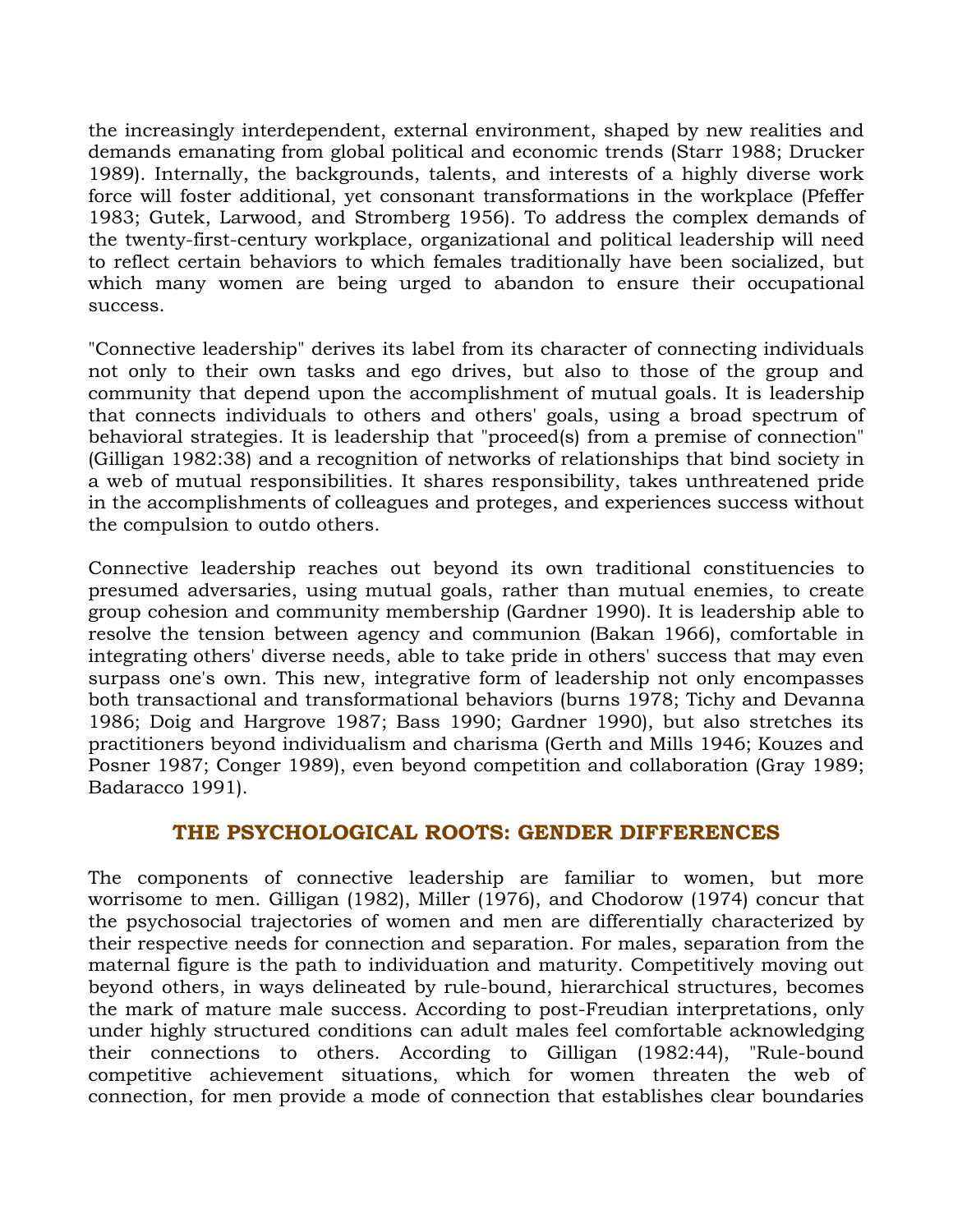the increasingly interdependent, external environment, shaped by new realities and demands emanating from global political and economic trends (Starr 1988; Drucker 1989). Internally, the backgrounds, talents, and interests of a highly diverse work force will foster additional, yet consonant transformations in the workplace (Pfeffer 1983; Gutek, Larwood, and Stromberg 1956). To address the complex demands of the twenty-first-century workplace, organizational and political leadership will need to reflect certain behaviors to which females traditionally have been socialized, but which many women are being urged to abandon to ensure their occupational success.

"Connective leadership" derives its label from its character of connecting individuals not only to their own tasks and ego drives, but also to those of the group and community that depend upon the accomplishment of mutual goals. It is leadership that connects individuals to others and others' goals, using a broad spectrum of behavioral strategies. It is leadership that "proceed(s) from a premise of connection" (Gilligan 1982:38) and a recognition of networks of relationships that bind society in a web of mutual responsibilities. It shares responsibility, takes unthreatened pride in the accomplishments of colleagues and proteges, and experiences success without the compulsion to outdo others.

Connective leadership reaches out beyond its own traditional constituencies to presumed adversaries, using mutual goals, rather than mutual enemies, to create group cohesion and community membership (Gardner 1990). It is leadership able to resolve the tension between agency and communion (Bakan 1966), comfortable in integrating others' diverse needs, able to take pride in others' success that may even surpass one's own. This new, integrative form of leadership not only encompasses both transactional and transformational behaviors (burns 1978; Tichy and Devanna 1986; Doig and Hargrove 1987; Bass 1990; Gardner 1990), but also stretches its practitioners beyond individualism and charisma (Gerth and Mills 1946; Kouzes and Posner 1987; Conger 1989), even beyond competition and collaboration (Gray 1989; Badaracco 1991).

## THE PSYCHOLOGICAL ROOTS: GENDER DIFFERENCES

The components of connective leadership are familiar to women, but more worrisome to men. Gilligan (1982), Miller (1976), and Chodorow (1974) concur that the psychosocial trajectories of women and men are differentially characterized by their respective needs for connection and separation. For males, separation from the maternal figure is the path to individuation and maturity. Competitively moving out beyond others, in ways delineated by rule-bound, hierarchical structures, becomes the mark of mature male success. According to post-Freudian interpretations, only under highly structured conditions can adult males feel comfortable acknowledging their connections to others. According to Gilligan (1982:44), "Rule-bound competitive achievement situations, which for women threaten the web of connection, for men provide a mode of connection that establishes clear boundaries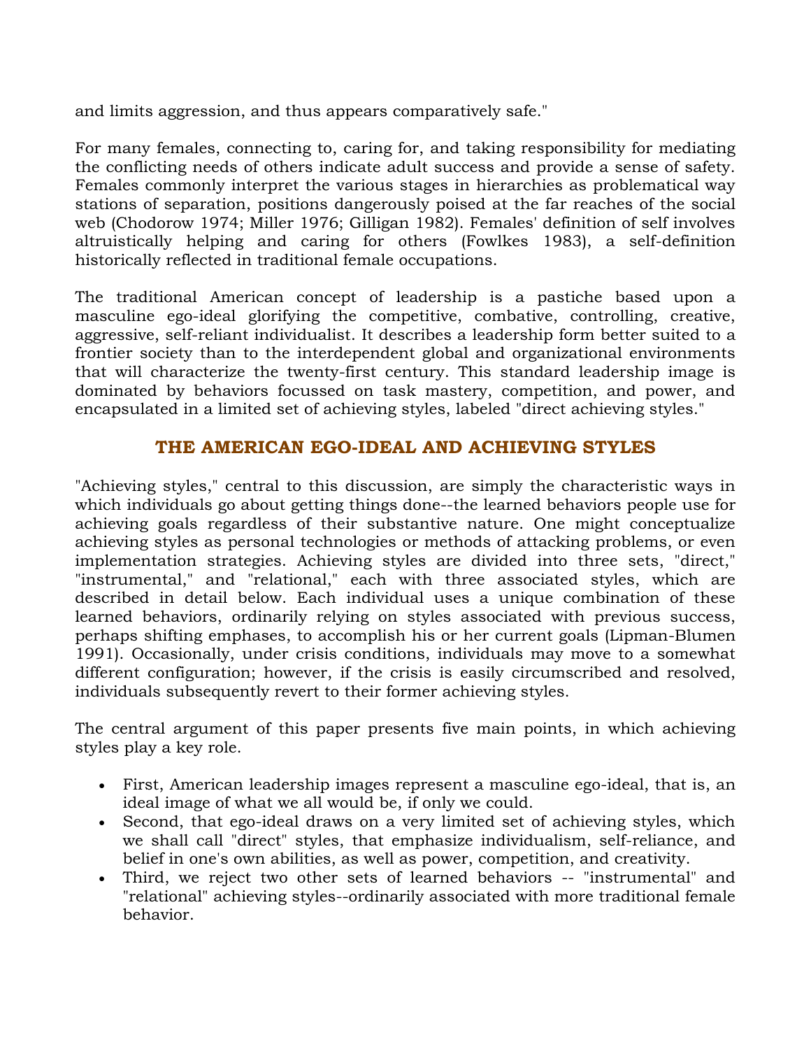and limits aggression, and thus appears comparatively safe."

For many females, connecting to, caring for, and taking responsibility for mediating the conflicting needs of others indicate adult success and provide a sense of safety. Females commonly interpret the various stages in hierarchies as problematical way stations of separation, positions dangerously poised at the far reaches of the social web (Chodorow 1974; Miller 1976; Gilligan 1982). Females' definition of self involves altruistically helping and caring for others (Fowlkes 1983), a self-definition historically reflected in traditional female occupations.

The traditional American concept of leadership is a pastiche based upon a masculine ego-ideal glorifying the competitive, combative, controlling, creative, aggressive, self-reliant individualist. It describes a leadership form better suited to a frontier society than to the interdependent global and organizational environments that will characterize the twenty-first century. This standard leadership image is dominated by behaviors focussed on task mastery, competition, and power, and encapsulated in a limited set of achieving styles, labeled "direct achieving styles."

## THE AMERICAN EGO-IDEAL AND ACHIEVING STYLES

"Achieving styles," central to this discussion, are simply the characteristic ways in which individuals go about getting things done--the learned behaviors people use for achieving goals regardless of their substantive nature. One might conceptualize achieving styles as personal technologies or methods of attacking problems, or even implementation strategies. Achieving styles are divided into three sets, "direct," "instrumental," and "relational," each with three associated styles, which are described in detail below. Each individual uses a unique combination of these learned behaviors, ordinarily relying on styles associated with previous success, perhaps shifting emphases, to accomplish his or her current goals (Lipman-Blumen 1991). Occasionally, under crisis conditions, individuals may move to a somewhat different configuration; however, if the crisis is easily circumscribed and resolved, individuals subsequently revert to their former achieving styles.

The central argument of this paper presents five main points, in which achieving styles play a key role.

- First, American leadership images represent a masculine ego-ideal, that is, an ideal image of what we all would be, if only we could.
- Second, that ego-ideal draws on a very limited set of achieving styles, which we shall call "direct" styles, that emphasize individualism, self-reliance, and belief in one's own abilities, as well as power, competition, and creativity.
- Third, we reject two other sets of learned behaviors -- "instrumental" and "relational" achieving styles--ordinarily associated with more traditional female behavior.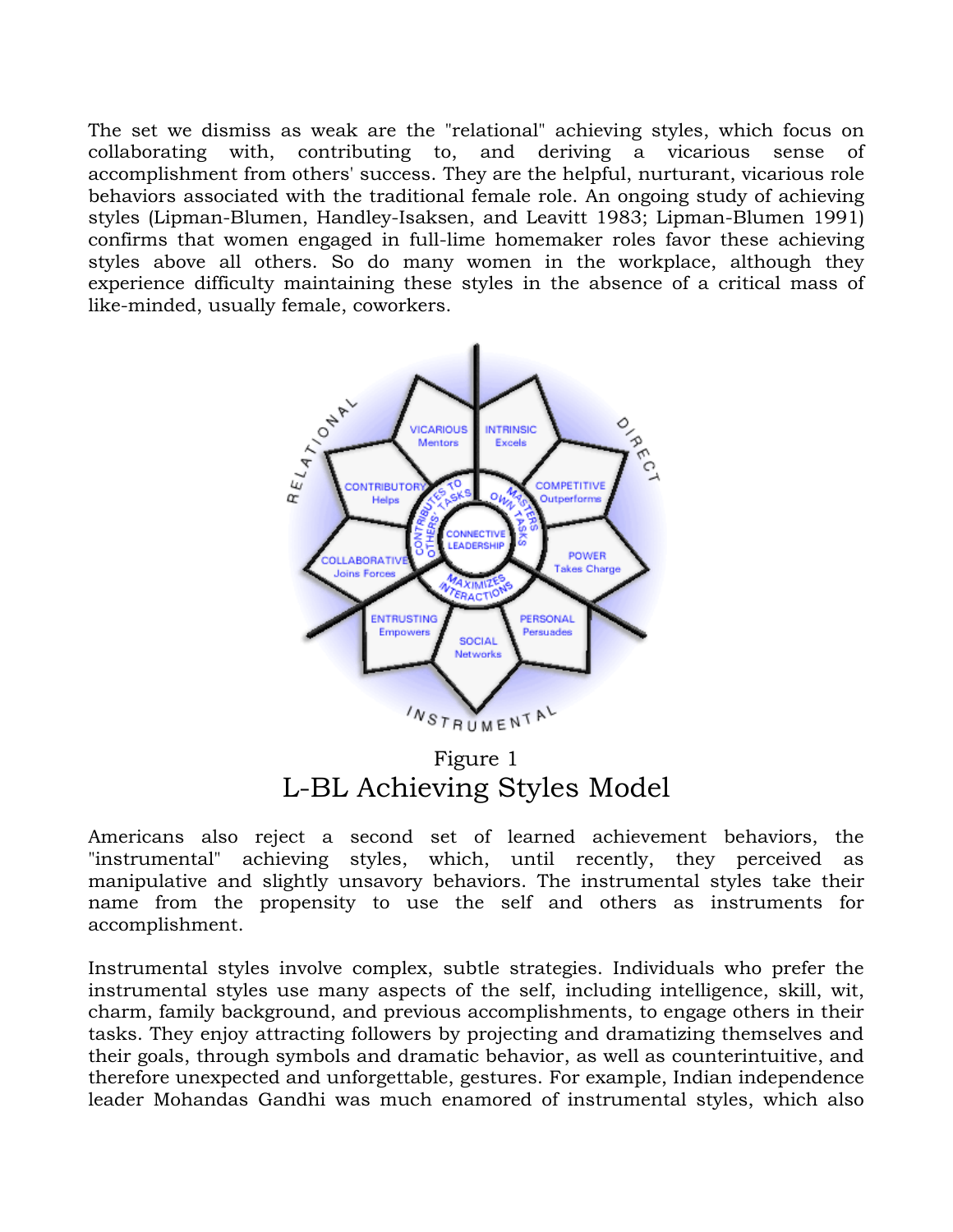The set we dismiss as weak are the "relational" achieving styles, which focus on collaborating with, contributing to, and deriving a vicarious sense of accomplishment from others' success. They are the helpful, nurturant, vicarious role behaviors associated with the traditional female role. An ongoing study of achieving styles (Lipman-Blumen, Handley-Isaksen, and Leavitt 1983; Lipman-Blumen 1991) confirms that women engaged in full-lime homemaker roles favor these achieving styles above all others. So do many women in the workplace, although they experience difficulty maintaining these styles in the absence of a critical mass of like-minded, usually female, coworkers.

Figure 1

L-BL Achieving Styles Model

Americans also reject a second set of learned achievement behaviors, the "instrumental" achieving styles, which, until recently, they perceived as manipulative and slightly unsavory behaviors. The instrumental styles take their name from the propensity to use the self and others as instruments for accomplishment.

Instrumental styles involve complex, subtle strategies. Individuals who prefer the instrumental styles use many aspects of the self, including intelligence, skill, wit, charm, family background, and previous accomplishments, to engage others in their tasks. They enjoy attracting followers by projecting and dramatizing themselves and their goals, through symbols and dramatic behavior, as well as counterintuitive, and therefore unexpected and unforgettable, gestures. For example, Indian independence leader Mohandas Gandhi was much enamored of instrumental styles, which also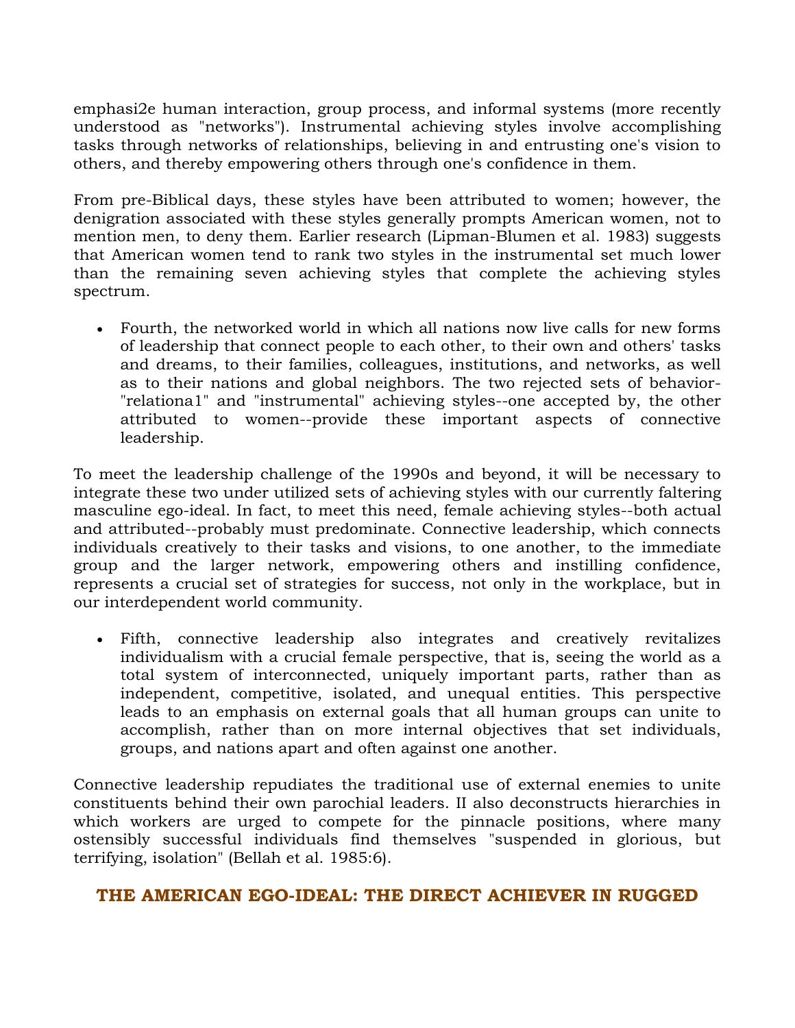emphasi2e human interaction, group process, and informal systems (more recently understood as "networks"). Instrumental achieving styles involve accomplishing tasks through networks of relationships, believing in and entrusting one's vision to others, and thereby empowering others through one's confidence in them.

From pre-Biblical days, these styles have been attributed to women; however, the denigration associated with these styles generally prompts American women, not to mention men, to deny them. Earlier research (Lipman-Blumen et al. 1983) suggests that American women tend to rank two styles in the instrumental set much lower than the remaining seven achieving styles that complete the achieving styles spectrum.

- Fourth, the networked world in which all nations now live calls for new forms of leadership that connect people to each other, to their own and others' tasks and dreams, to their families, colleagues, institutions, and networks, as well as to their nations and global neighbors. The two rejected sets of behavior-"relationa1" and "instrumental" achieving styles--one accepted by, the other attributed to women--provide these important aspects of connective leadership.

To meet the leadership challenge of the 1990s and beyond, it will be necessary to integrate these two under utilized sets of achieving styles with our currently faltering masculine ego-ideal. In fact, to meet this need, female achieving styles--both actual and attributed--probably must predominate. Connective leadership, which connects individuals creatively to their tasks and visions, to one another, to the immediate group and the larger network, empowering others and instilling confidence, represents a crucial set of strategies for success, not only in the workplace, but in our interdependent world community.

- Fifth, connective leadership also integrates and creatively revitalizes individualism with a crucial female perspective, that is, seeing the world as a total system of interconnected, uniquely important parts, rather than as independent, competitive, isolated, and unequal entities. This perspective leads to an emphasis on external goals that all human groups can unite to accomplish, rather than on more internal objectives that set individuals, groups, and nations apart and often against one another.

Connective leadership repudiates the traditional use of external enemies to unite constituents behind their own parochial leaders. II also deconstructs hierarchies in which workers are urged to compete for the pinnacle positions, where many ostensibly successful individuals find themselves "suspended in glorious, but terrifying, isolation" (Bellah et al. 1985:6).

## THE AMERICAN EGO-IDEAL: THE DIRECT ACHIEVER IN RUGGED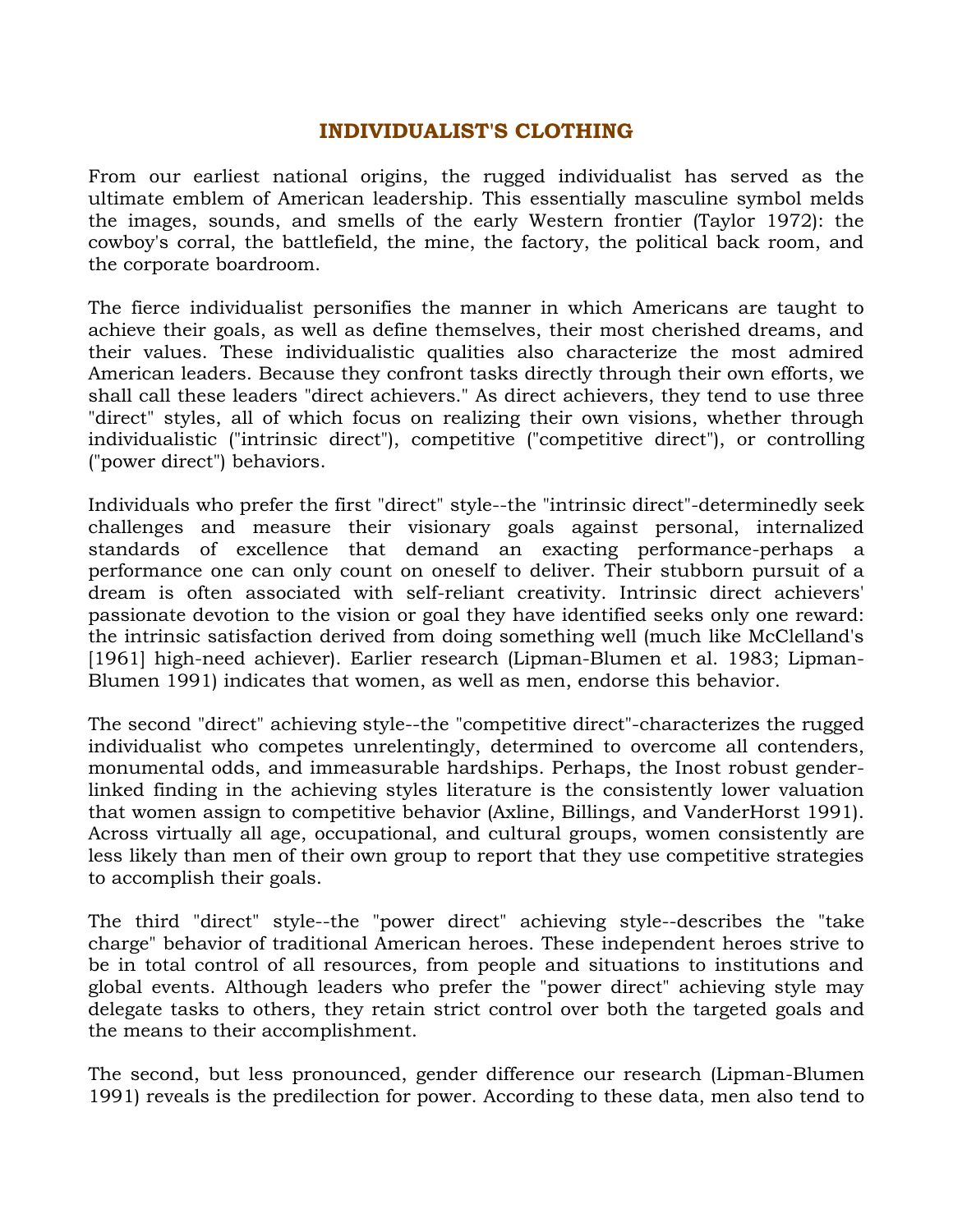### INDIVIDUALIST'S CLOTHING

From our earliest national origins, the rugged individualist has served as the ultimate emblem of American leadership. This essentially masculine symbol melds the images, sounds, and smells of the early Western frontier (Taylor 1972): the cowboy's corral, the battlefield, the mine, the factory, the political back room, and the corporate boardroom.

The fierce individualist personifies the manner in which Americans are taught to achieve their goals, as well as define themselves, their most cherished dreams, and their values. These individualistic qualities also characterize the most admired American leaders. Because they confront tasks directly through their own efforts, we shall call these leaders "direct achievers." As direct achievers, they tend to use three "direct" styles, all of which focus on realizing their own visions, whether through individualistic ("intrinsic direct"), competitive ("competitive direct"), or controlling ("power direct") behaviors.

Individuals who prefer the first "direct" style--the "intrinsic direct"-determinedly seek challenges and measure their visionary goals against personal, internalized standards of excellence that demand an exacting performance-perhaps a performance one can only count on oneself to deliver. Their stubborn pursuit of a dream is often associated with self-reliant creativity. Intrinsic direct achievers' passionate devotion to the vision or goal they have identified seeks only one reward: the intrinsic satisfaction derived from doing something well (much like McClelland's [1961] high-need achiever). Earlier research (Lipman-Blumen et al. 1983; Lipman-Blumen 1991) indicates that women, as well as men, endorse this behavior.

The second "direct" achieving style--the "competitive direct"-characterizes the rugged individualist who competes unrelentingly, determined to overcome all contenders, monumental odds, and immeasurable hardships. Perhaps, the Inost robust gender-linked finding in the achieving styles literature is the consistently lower valuation that women assign to competitive behavior (Axline, Billings, and VanderHorst 1991). Across virtually all age, occupational, and cultural groups, women consistently are less likely than men of their own group to report that they use competitive strategies to accomplish their goals.

The third "direct" style--the "power direct" achieving style--describes the "take charge" behavior of traditional American heroes. These independent heroes strive to be in total control of all resources, from people and situations to institutions and global events. Although leaders who prefer the "power direct" achieving style may delegate tasks to others, they retain strict control over both the targeted goals and the means to their accomplishment.

The second, but less pronounced, gender difference our research (Lipman-Blumen 1991) reveals is the predilection for power. According to these data, men also tend to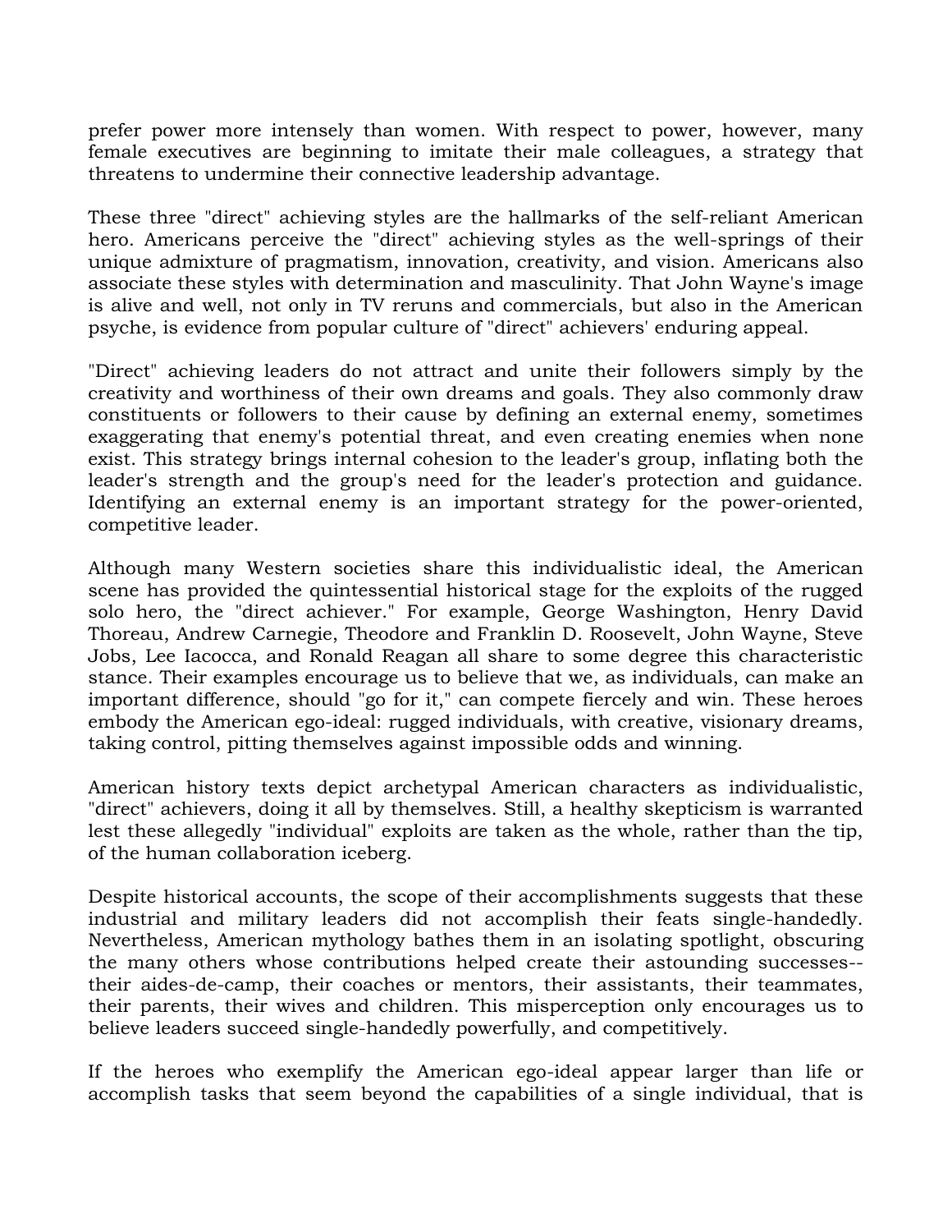prefer power more intensely than women. With respect to power, however, many female executives are beginning to imitate their male colleagues, a strategy that threatens to undermine their connective leadership advantage.

These three "direct" achieving styles are the hallmarks of the self-reliant American hero. Americans perceive the "direct" achieving styles as the well-springs of their unique admixture of pragmatism, innovation, creativity, and vision. Americans also associate these styles with determination and masculinity. That John Wayne's image is alive and well, not only in TV reruns and commercials, but also in the American psyche, is evidence from popular culture of "direct" achievers' enduring appeal.

"Direct" achieving leaders do not attract and unite their followers simply by the creativity and worthiness of their own dreams and goals. They also commonly draw constituents or followers to their cause by defining an external enemy, sometimes exaggerating that enemy's potential threat, and even creating enemies when none exist. This strategy brings internal cohesion to the leader's group, inflating both the leader's strength and the group's need for the leader's protection and guidance. Identifying an external enemy is an important strategy for the power-oriented, competitive leader.

Although many Western societies share this individualistic ideal, the American scene has provided the quintessential historical stage for the exploits of the rugged solo hero, the "direct achiever." For example, George Washington, Henry David Thoreau, Andrew Carnegie, Theodore and Franklin D. Roosevelt, John Wayne, Steve Jobs, Lee Iacocca, and Ronald Reagan all share to some degree this characteristic stance. Their examples encourage us to believe that we, as individuals, can make an important difference, should "go for it," can compete fiercely and win. These heroes embody the American ego-ideal: rugged individuals, with creative, visionary dreams, taking control, pitting themselves against impossible odds and winning.

American history texts depict archetypal American characters as individualistic, "direct" achievers, doing it all by themselves. Still, a healthy skepticism is warranted lest these allegedly "individual" exploits are taken as the whole, rather than the tip, of the human collaboration iceberg.

Despite historical accounts, the scope of their accomplishments suggests that these industrial and military leaders did not accomplish their feats single-handedly. Nevertheless, American mythology bathes them in an isolating spotlight, obscuring the many others whose contributions helped create their astounding successes--their aides-de-camp, their coaches or mentors, their assistants, their teammates, their parents, their wives and children. This misperception only encourages us to believe leaders succeed single-handedly powerfully, and competitively.

If the heroes who exemplify the American ego-ideal appear larger than life or accomplish tasks that seem beyond the capabilities of a single individual, that is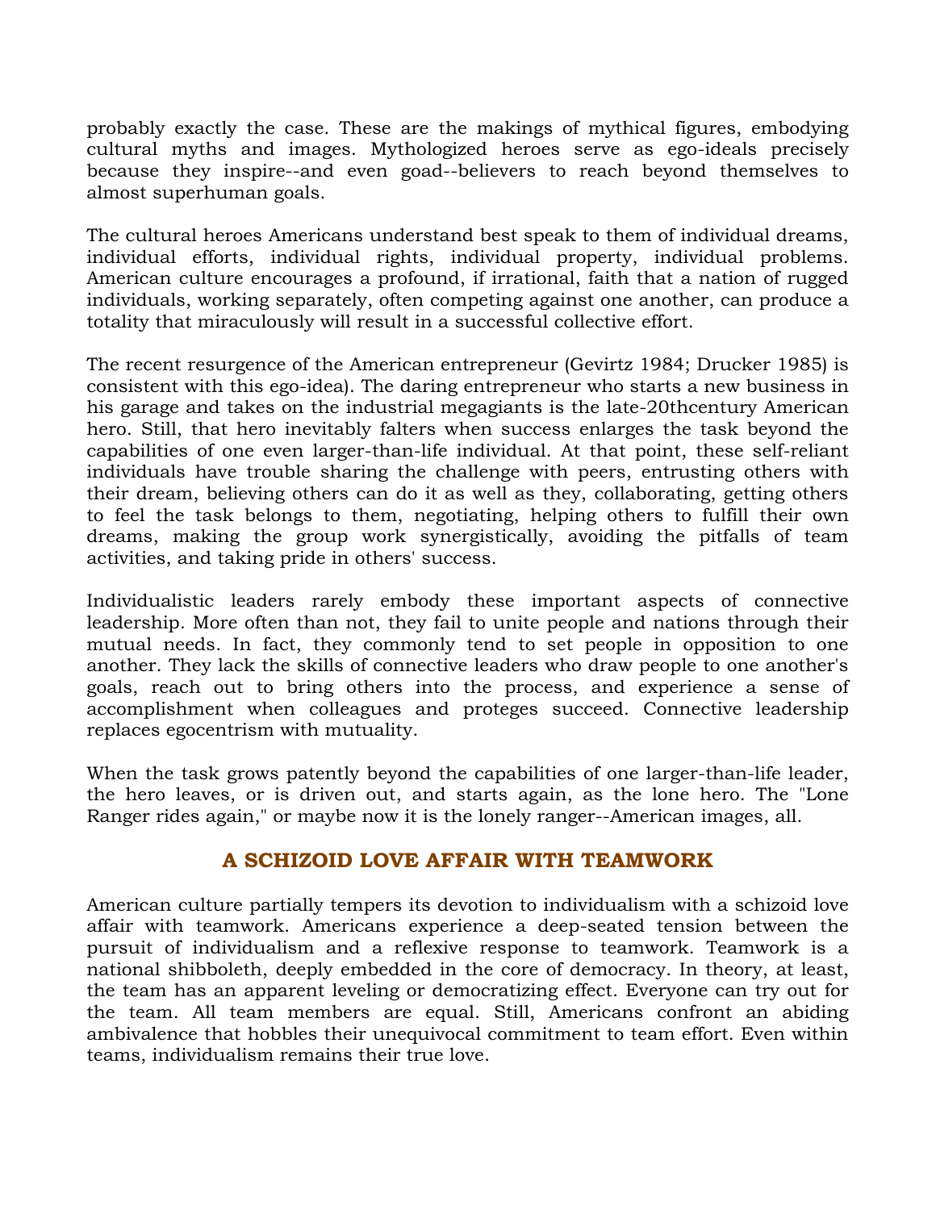probably exactly the case. These are the makings of mythical figures, embodying cultural myths and images. Mythologized heroes serve as ego-ideals precisely because they inspire--and even goad--believers to reach beyond themselves to almost superhuman goals.

The cultural heroes Americans understand best speak to them of individual dreams, individual efforts, individual rights, individual property, individual problems. American culture encourages a profound, if irrational, faith that a nation of rugged individuals, working separately, often competing against one another, can produce a totality that miraculously will result in a successful collective effort.

The recent resurgence of the American entrepreneur (Gevirtz 1984; Drucker 1985) is consistent with this ego-idea). The daring entrepreneur who starts a new business in his garage and takes on the industrial megagiants is the late-20thcentury American hero. Still, that hero inevitably falters when success enlarges the task beyond the capabilities of one even larger-than-life individual. At that point, these self-reliant individuals have trouble sharing the challenge with peers, entrusting others with their dream, believing others can do it as well as they, collaborating, getting others to feel the task belongs to them, negotiating, helping others to fulfill their own dreams, making the group work synergistically, avoiding the pitfalls of team activities, and taking pride in others' success.

Individualistic leaders rarely embody these important aspects of connective leadership. More often than not, they fail to unite people and nations through their mutual needs. In fact, they commonly tend to set people in opposition to one another. They lack the skills of connective leaders who draw people to one another's goals, reach out to bring others into the process, and experience a sense of accomplishment when colleagues and proteges succeed. Connective leadership replaces egocentrism with mutuality.

When the task grows patently beyond the capabilities of one larger-than-life leader, the hero leaves, or is driven out, and starts again, as the lone hero. The "Lone Ranger rides again," or maybe now it is the lonely ranger--American images, all.

## A SCHIZOID LOVE AFFAIR WITH TEAMWORK

American culture partially tempers its devotion to individualism with a schizoid love affair with teamwork. Americans experience a deep-seated tension between the pursuit of individualism and a reflexive response to teamwork. Teamwork is a national shibboleth, deeply embedded in the core of democracy. In theory, at least, the team has an apparent leveling or democratizing effect. Everyone can try out for the team. All team members are equal. Still, Americans confront an abiding ambivalence that hobbles their unequivocal commitment to team effort. Even within teams, individualism remains their true love.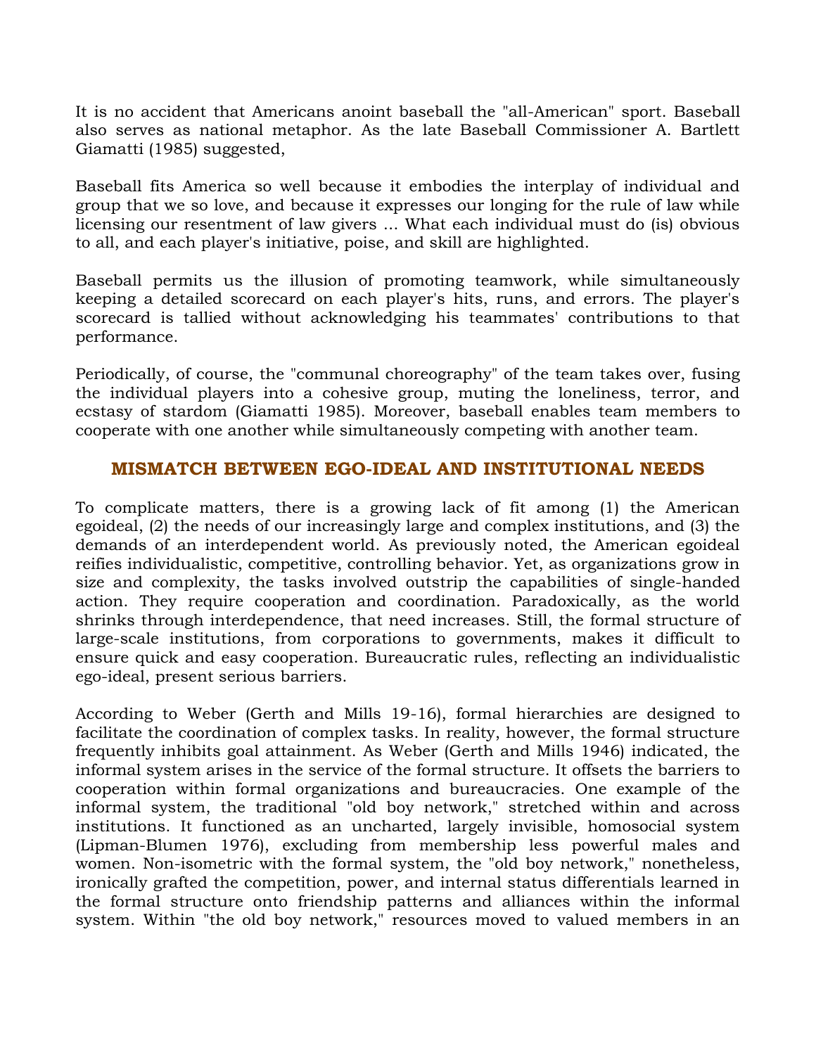It is no accident that Americans anoint baseball the "all-American" sport. Baseball also serves as national metaphor. As the late Baseball Commissioner A. Bartlett Giamatti (1985) suggested,

Baseball fits America so well because it embodies the interplay of individual and group that we so love, and because it expresses our longing for the rule of law while licensing our resentment of law givers ... What each individual must do (is) obvious to all, and each player's initiative, poise, and skill are highlighted.

Baseball permits us the illusion of promoting teamwork, while simultaneously keeping a detailed scorecard on each player's hits, runs, and errors. The player's scorecard is tallied without acknowledging his teammates' contributions to that performance.

Periodically, of course, the "communal choreography" of the team takes over, fusing the individual players into a cohesive group, muting the loneliness, terror, and ecstasy of stardom (Giamatti 1985). Moreover, baseball enables team members to cooperate with one another while simultaneously competing with another team.

## MISMATCH BETWEEN EGO-IDEAL AND INSTITUTIONAL NEEDS

To complicate matters, there is a growing lack of fit among (1) the American egoideal, (2) the needs of our increasingly large and complex institutions, and (3) the demands of an interdependent world. As previously noted, the American egoideal reifies individualistic, competitive, controlling behavior. Yet, as organizations grow in size and complexity, the tasks involved outstrip the capabilities of single-handed action. They require cooperation and coordination. Paradoxically, as the world shrinks through interdependence, that need increases. Still, the formal structure of large-scale institutions, from corporations to governments, makes it difficult to ensure quick and easy cooperation. Bureaucratic rules, reflecting an individualistic ego-ideal, present serious barriers.

According to Weber (Gerth and Mills 19-16), formal hierarchies are designed to facilitate the coordination of complex tasks. In reality, however, the formal structure frequently inhibits goal attainment. As Weber (Gerth and Mills 1946) indicated, the informal system arises in the service of the formal structure. It offsets the barriers to cooperation within formal organizations and bureaucracies. One example of the informal system, the traditional "old boy network," stretched within and across institutions. It functioned as an uncharted, largely invisible, homosocial system (Lipman-Blumen 1976), excluding from membership less powerful males and women. Non-isometric with the formal system, the "old boy network," nonetheless, ironically grafted the competition, power, and internal status differentials learned in the formal structure onto friendship patterns and alliances within the informal system. Within "the old boy network," resources moved to valued members in an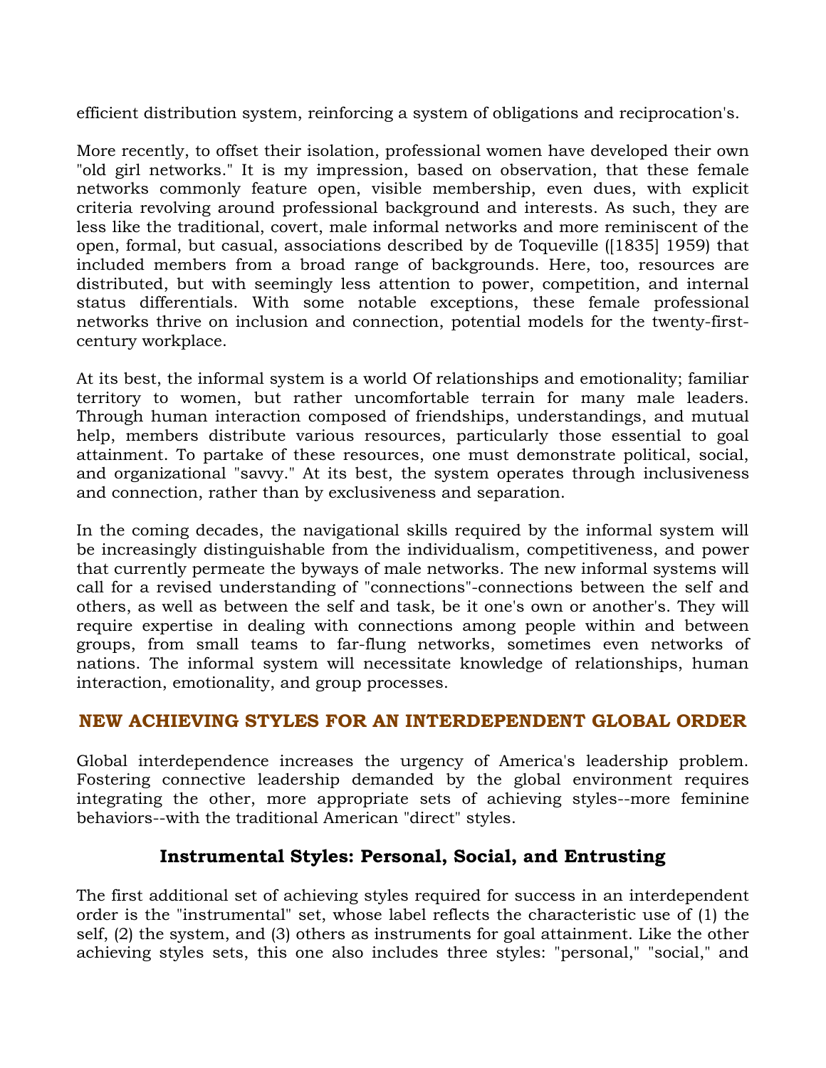efficient distribution system, reinforcing a system of obligations and reciprocation's.

More recently, to offset their isolation, professional women have developed their own "old girl networks." It is my impression, based on observation, that these female networks commonly feature open, visible membership, even dues, with explicit criteria revolving around professional background and interests. As such, they are less like the traditional, covert, male informal networks and more reminiscent of the open, formal, but casual, associations described by de Toqueville ([1835] 1959) that included members from a broad range of backgrounds. Here, too, resources are distributed, but with seemingly less attention to power, competition, and internal status differentials. With some notable exceptions, these female professional networks thrive on inclusion and connection, potential models for the twenty-first-century workplace.

At its best, the informal system is a world Of relationships and emotionality; familiar territory to women, but rather uncomfortable terrain for many male leaders. Through human interaction composed of friendships, understandings, and mutual help, members distribute various resources, particularly those essential to goal attainment. To partake of these resources, one must demonstrate political, social, and organizational "savvy." At its best, the system operates through inclusiveness and connection, rather than by exclusiveness and separation.

In the coming decades, the navigational skills required by the informal system will be increasingly distinguishable from the individualism, competitiveness, and power that currently permeate the byways of male networks. The new informal systems will call for a revised understanding of "connections"-connections between the self and others, as well as between the self and task, be it one's own or another's. They will require expertise in dealing with connections among people within and between groups, from small teams to far-flung networks, sometimes even networks of nations. The informal system will necessitate knowledge of relationships, human interaction, emotionality, and group processes.

## NEW ACHIEVING STYLES FOR AN INTERDEPENDENT GLOBAL ORDER

Global interdependence increases the urgency of America's leadership problem. Fostering connective leadership demanded by the global environment requires integrating the other, more appropriate sets of achieving styles--more feminine behaviors--with the traditional American "direct" styles.

### Instrumental Styles: Personal, Social, and Entrusting

The first additional set of achieving styles required for success in an interdependent order is the "instrumental" set, whose label reflects the characteristic use of (1) the self, (2) the system, and (3) others as instruments for goal attainment. Like the other achieving styles sets, this one also includes three styles: "personal," "social," and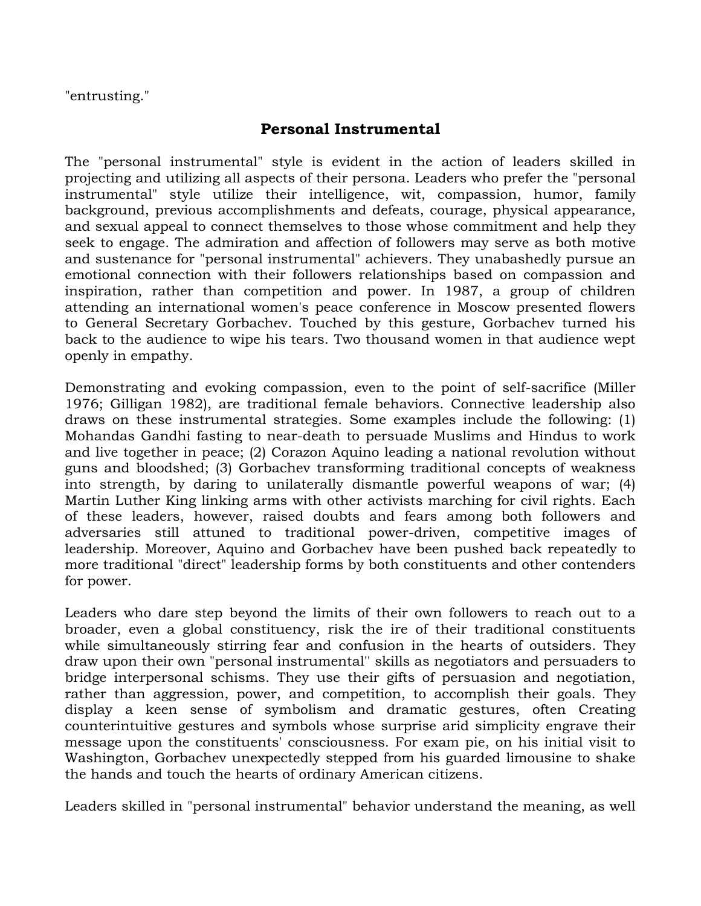"entrusting."

## Personal Instrumental

The "personal instrumental" style is evident in the action of leaders skilled in projecting and utilizing all aspects of their persona. Leaders who prefer the "personal instrumental" style utilize their intelligence, wit, compassion, humor, family background, previous accomplishments and defeats, courage, physical appearance, and sexual appeal to connect themselves to those whose commitment and help they seek to engage. The admiration and affection of followers may serve as both motive and sustenance for "personal instrumental" achievers. They unabashedly pursue an emotional connection with their followers relationships based on compassion and inspiration, rather than competition and power. In 1987, a group of children attending an international women's peace conference in Moscow presented flowers to General Secretary Gorbachev. Touched by this gesture, Gorbachev turned his back to the audience to wipe his tears. Two thousand women in that audience wept openly in empathy.

Demonstrating and evoking compassion, even to the point of self-sacrifice (Miller 1976; Gilligan 1982), are traditional female behaviors. Connective leadership also draws on these instrumental strategies. Some examples include the following: (1) Mohandas Gandhi fasting to near-death to persuade Muslims and Hindus to work and live together in peace; (2) Corazon Aquino leading a national revolution without guns and bloodshed; (3) Gorbachev transforming traditional concepts of weakness into strength, by daring to unilaterally dismantle powerful weapons of war; (4) Martin Luther King linking arms with other activists marching for civil rights. Each of these leaders, however, raised doubts and fears among both followers and adversaries still attuned to traditional power-driven, competitive images of leadership. Moreover, Aquino and Gorbachev have been pushed back repeatedly to more traditional "direct" leadership forms by both constituents and other contenders for power.

Leaders who dare step beyond the limits of their own followers to reach out to a broader, even a global constituency, risk the ire of their traditional constituents while simultaneously stirring fear and confusion in the hearts of outsiders. They draw upon their own "personal instrumental'' skills as negotiators and persuaders to bridge interpersonal schisms. They use their gifts of persuasion and negotiation, rather than aggression, power, and competition, to accomplish their goals. They display a keen sense of symbolism and dramatic gestures, often Creating counterintuitive gestures and symbols whose surprise arid simplicity engrave their message upon the constituents' consciousness. For exam pie, on his initial visit to Washington, Gorbachev unexpectedly stepped from his guarded limousine to shake the hands and touch the hearts of ordinary American citizens.

Leaders skilled in "personal instrumental" behavior understand the meaning, as well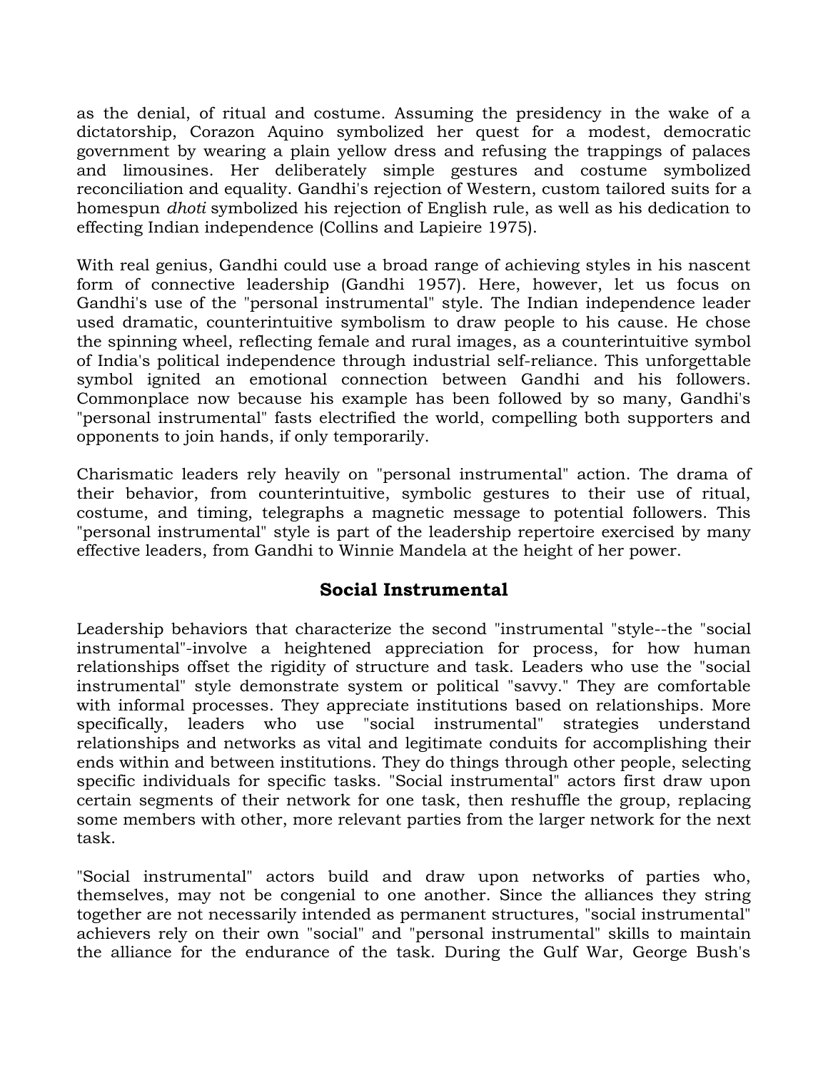as the denial, of ritual and costume. Assuming the presidency in the wake of a dictatorship, Corazon Aquino symbolized her quest for a modest, democratic government by wearing a plain yellow dress and refusing the trappings of palaces and limousines. Her deliberately simple gestures and costume symbolized reconciliation and equality. Gandhi's rejection of Western, custom tailored suits for a homespun *dhoti* symbolized his rejection of English rule, as well as his dedication to effecting Indian independence (Collins and Lapieire 1975).

With real genius, Gandhi could use a broad range of achieving styles in his nascent form of connective leadership (Gandhi 1957). Here, however, let us focus on Gandhi's use of the "personal instrumental" style. The Indian independence leader used dramatic, counterintuitive symbolism to draw people to his cause. He chose the spinning wheel, reflecting female and rural images, as a counterintuitive symbol of India's political independence through industrial self-reliance. This unforgettable symbol ignited an emotional connection between Gandhi and his followers. Commonplace now because his example has been followed by so many, Gandhi's "personal instrumental" fasts electrified the world, compelling both supporters and opponents to join hands, if only temporarily.

Charismatic leaders rely heavily on "personal instrumental" action. The drama of their behavior, from counterintuitive, symbolic gestures to their use of ritual, costume, and timing, telegraphs a magnetic message to potential followers. This "personal instrumental" style is part of the leadership repertoire exercised by many effective leaders, from Gandhi to Winnie Mandela at the height of her power.

## Social Instrumental

Leadership behaviors that characterize the second "instrumental "style--the "social instrumental"-involve a heightened appreciation for process, for how human relationships offset the rigidity of structure and task. Leaders who use the "social instrumental" style demonstrate system or political "savvy." They are comfortable with informal processes. They appreciate institutions based on relationships. More specifically, leaders who use "social instrumental" strategies understand relationships and networks as vital and legitimate conduits for accomplishing their ends within and between institutions. They do things through other people, selecting specific individuals for specific tasks. "Social instrumental" actors first draw upon certain segments of their network for one task, then reshuffle the group, replacing some members with other, more relevant parties from the larger network for the next task.

"Social instrumental" actors build and draw upon networks of parties who, themselves, may not be congenial to one another. Since the alliances they string together are not necessarily intended as permanent structures, "social instrumental" achievers rely on their own "social" and "personal instrumental" skills to maintain the alliance for the endurance of the task. During the Gulf War, George Bush's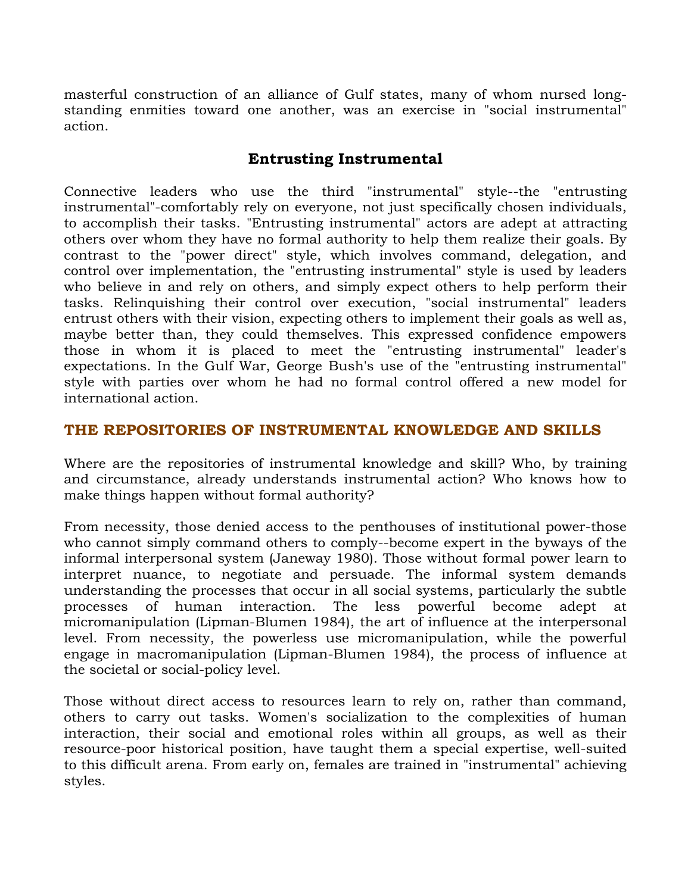masterful construction of an alliance of Gulf states, many of whom nursed long-standing enmities toward one another, was an exercise in "social instrumental" action.

### Entrusting Instrumental

Connective leaders who use the third "instrumental" style--the "entrusting instrumental"-comfortably rely on everyone, not just specifically chosen individuals, to accomplish their tasks. "Entrusting instrumental" actors are adept at attracting others over whom they have no formal authority to help them realize their goals. By contrast to the "power direct" style, which involves command, delegation, and control over implementation, the "entrusting instrumental" style is used by leaders who believe in and rely on others, and simply expect others to help perform their tasks. Relinquishing their control over execution, "social instrumental" leaders entrust others with their vision, expecting others to implement their goals as well as, maybe better than, they could themselves. This expressed confidence empowers those in whom it is placed to meet the "entrusting instrumental" leader's expectations. In the Gulf War, George Bush's use of the "entrusting instrumental" style with parties over whom he had no formal control offered a new model for international action.

## THE REPOSITORIES OF INSTRUMENTAL KNOWLEDGE AND SKILLS

Where are the repositories of instrumental knowledge and skill? Who, by training and circumstance, already understands instrumental action? Who knows how to make things happen without formal authority?

From necessity, those denied access to the penthouses of institutional power-those who cannot simply command others to comply--become expert in the byways of the informal interpersonal system (Janeway 1980). Those without formal power learn to interpret nuance, to negotiate and persuade. The informal system demands understanding the processes that occur in all social systems, particularly the subtle processes of human interaction. The less powerful become adept at micromanipulation (Lipman-Blumen 1984), the art of influence at the interpersonal level. From necessity, the powerless use micromanipulation, while the powerful engage in macromanipulation (Lipman-Blumen 1984), the process of influence at the societal or social-policy level.

Those without direct access to resources learn to rely on, rather than command, others to carry out tasks. Women's socialization to the complexities of human interaction, their social and emotional roles within all groups, as well as their resource-poor historical position, have taught them a special expertise, well-suited to this difficult arena. From early on, females are trained in "instrumental" achieving styles.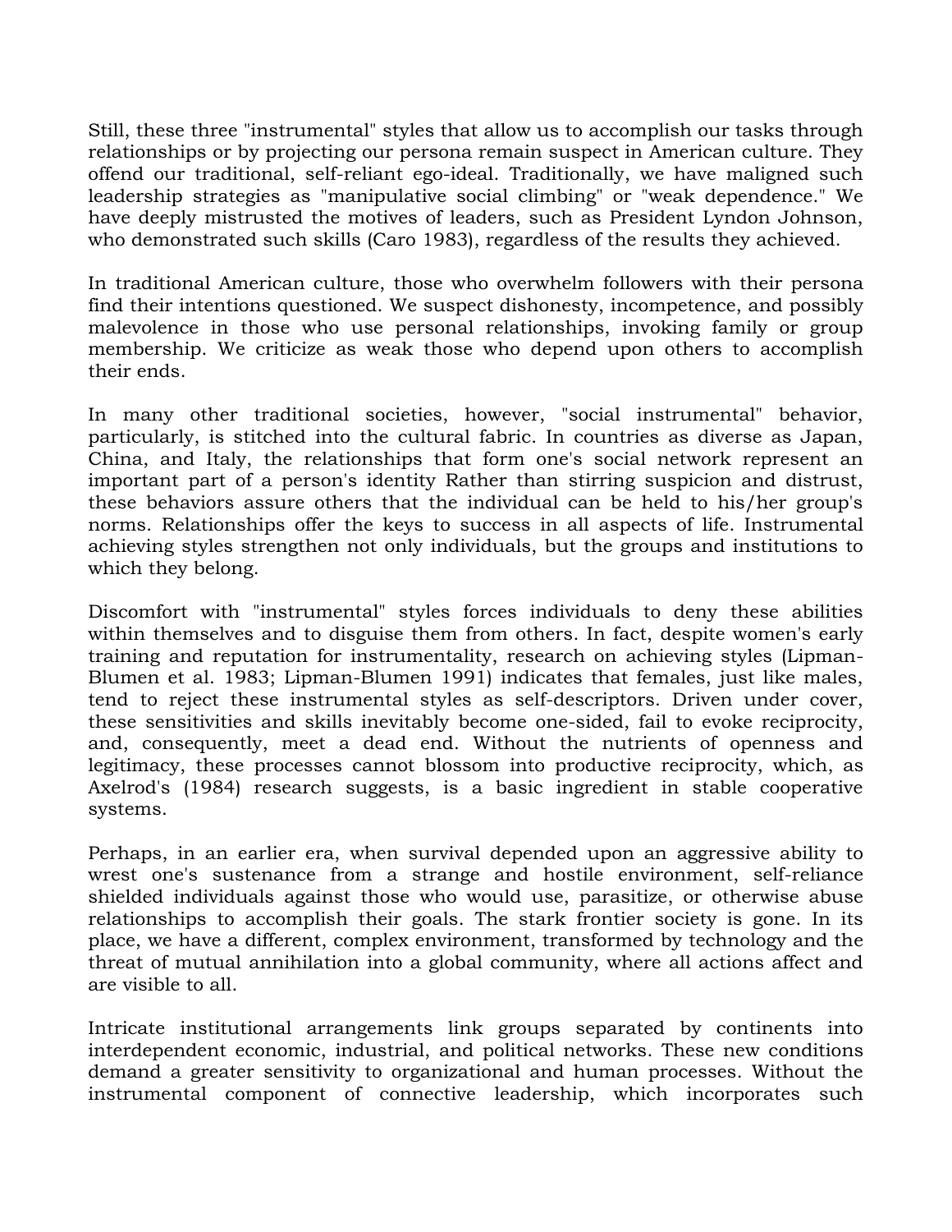Still, these three "instrumental" styles that allow us to accomplish our tasks through relationships or by projecting our persona remain suspect in American culture. They offend our traditional, self-reliant ego-ideal. Traditionally, we have maligned such leadership strategies as "manipulative social climbing" or "weak dependence." We have deeply mistrusted the motives of leaders, such as President Lyndon Johnson, who demonstrated such skills (Caro 1983), regardless of the results they achieved.

In traditional American culture, those who overwhelm followers with their persona find their intentions questioned. We suspect dishonesty, incompetence, and possibly malevolence in those who use personal relationships, invoking family or group membership. We criticize as weak those who depend upon others to accomplish their ends.

In many other traditional societies, however, "social instrumental" behavior, particularly, is stitched into the cultural fabric. In countries as diverse as Japan, China, and Italy, the relationships that form one's social network represent an important part of a person's identity Rather than stirring suspicion and distrust, these behaviors assure others that the individual can be held to his/her group's norms. Relationships offer the keys to success in all aspects of life. Instrumental achieving styles strengthen not only individuals, but the groups and institutions to which they belong.

Discomfort with "instrumental" styles forces individuals to deny these abilities within themselves and to disguise them from others. In fact, despite women's early training and reputation for instrumentality, research on achieving styles (Lipman-Blumen et al. 1983; Lipman-Blumen 1991) indicates that females, just like males, tend to reject these instrumental styles as self-descriptors. Driven under cover, these sensitivities and skills inevitably become one-sided, fail to evoke reciprocity, and, consequently, meet a dead end. Without the nutrients of openness and legitimacy, these processes cannot blossom into productive reciprocity, which, as Axelrod's (1984) research suggests, is a basic ingredient in stable cooperative systems.

Perhaps, in an earlier era, when survival depended upon an aggressive ability to wrest one's sustenance from a strange and hostile environment, self-reliance shielded individuals against those who would use, parasitize, or otherwise abuse relationships to accomplish their goals. The stark frontier society is gone. In its place, we have a different, complex environment, transformed by technology and the threat of mutual annihilation into a global community, where all actions affect and are visible to all.

Intricate institutional arrangements link groups separated by continents into interdependent economic, industrial, and political networks. These new conditions demand a greater sensitivity to organizational and human processes. Without the instrumental component of connective leadership, which incorporates such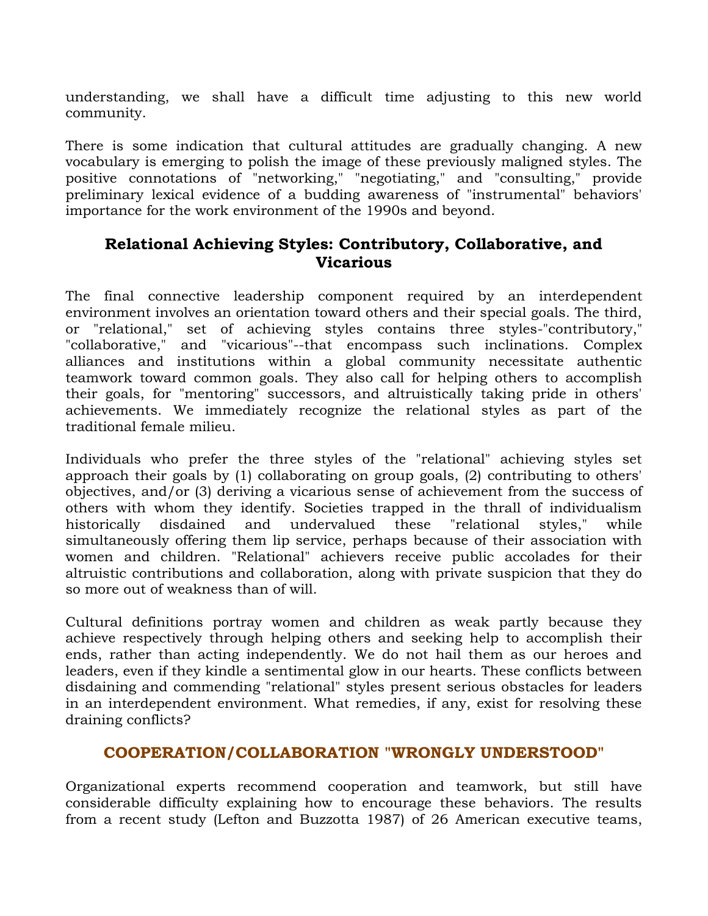understanding, we shall have a difficult time adjusting to this new world community.

There is some indication that cultural attitudes are gradually changing. A new vocabulary is emerging to polish the image of these previously maligned styles. The positive connotations of "networking," "negotiating," and "consulting," provide preliminary lexical evidence of a budding awareness of "instrumental" behaviors' importance for the work environment of the 1990s and beyond.

### Relational Achieving Styles: Contributory, Collaborative, and Vicarious

The final connective leadership component required by an interdependent environment involves an orientation toward others and their special goals. The third, or "relational," set of achieving styles contains three styles-"contributory," "collaborative," and "vicarious"--that encompass such inclinations. Complex alliances and institutions within a global community necessitate authentic teamwork toward common goals. They also call for helping others to accomplish their goals, for "mentoring" successors, and altruistically taking pride in others' achievements. We immediately recognize the relational styles as part of the traditional female milieu.

Individuals who prefer the three styles of the "relational" achieving styles set approach their goals by (1) collaborating on group goals, (2) contributing to others' objectives, and/or (3) deriving a vicarious sense of achievement from the success of others with whom they identify. Societies trapped in the thrall of individualism historically disdained and undervalued these "relational styles," while simultaneously offering them lip service, perhaps because of their association with women and children. "Relational" achievers receive public accolades for their altruistic contributions and collaboration, along with private suspicion that they do so more out of weakness than of will.

Cultural definitions portray women and children as weak partly because they achieve respectively through helping others and seeking help to accomplish their ends, rather than acting independently. We do not hail them as our heroes and leaders, even if they kindle a sentimental glow in our hearts. These conflicts between disdaining and commending "relational" styles present serious obstacles for leaders in an interdependent environment. What remedies, if any, exist for resolving these draining conflicts?

## COOPERATION/COLLABORATION "WRONGLY UNDERSTOOD"

Organizational experts recommend cooperation and teamwork, but still have considerable difficulty explaining how to encourage these behaviors. The results from a recent study (Lefton and Buzzotta 1987) of 26 American executive teams,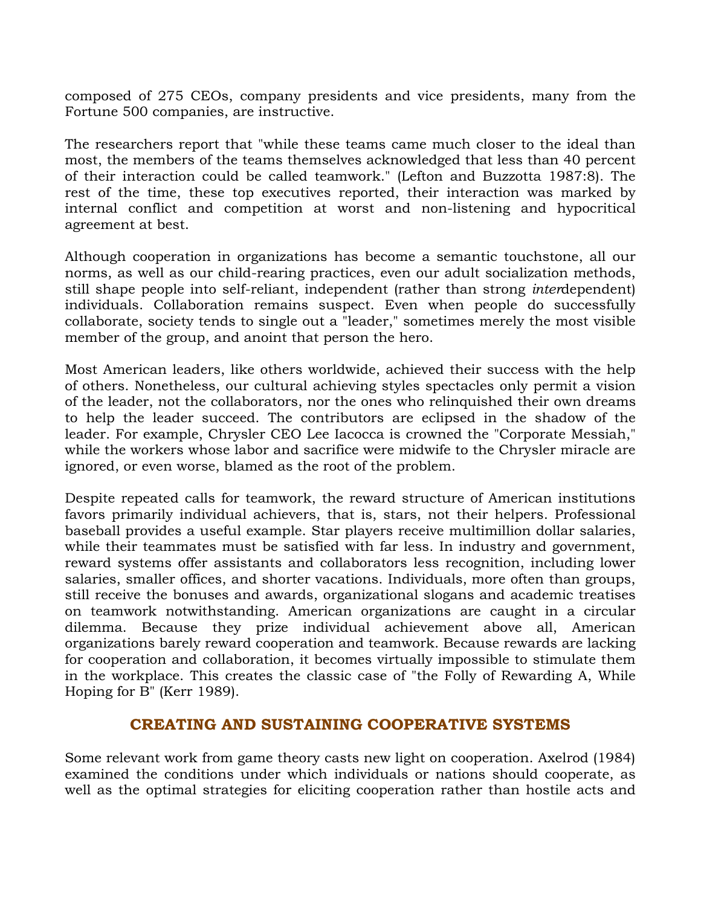composed of 275 CEOs, company presidents and vice presidents, many from the Fortune 500 companies, are instructive.

The researchers report that "while these teams came much closer to the ideal than most, the members of the teams themselves acknowledged that less than 40 percent of their interaction could be called teamwork." (Lefton and Buzzotta 1987:8). The rest of the time, these top executives reported, their interaction was marked by internal conflict and competition at worst and non-listening and hypocritical agreement at best.

Although cooperation in organizations has become a semantic touchstone, all our norms, as well as our child-rearing practices, even our adult socialization methods, still shape people into self-reliant, independent (rather than strong *inter*dependent) individuals. Collaboration remains suspect. Even when people do successfully collaborate, society tends to single out a "leader," sometimes merely the most visible member of the group, and anoint that person the hero.

Most American leaders, like others worldwide, achieved their success with the help of others. Nonetheless, our cultural achieving styles spectacles only permit a vision of the leader, not the collaborators, nor the ones who relinquished their own dreams to help the leader succeed. The contributors are eclipsed in the shadow of the leader. For example, Chrysler CEO Lee Iacocca is crowned the "Corporate Messiah," while the workers whose labor and sacrifice were midwife to the Chrysler miracle are ignored, or even worse, blamed as the root of the problem.

Despite repeated calls for teamwork, the reward structure of American institutions favors primarily individual achievers, that is, stars, not their helpers. Professional baseball provides a useful example. Star players receive multimillion dollar salaries, while their teammates must be satisfied with far less. In industry and government, reward systems offer assistants and collaborators less recognition, including lower salaries, smaller offices, and shorter vacations. Individuals, more often than groups, still receive the bonuses and awards, organizational slogans and academic treatises on teamwork notwithstanding. American organizations are caught in a circular dilemma. Because they prize individual achievement above all, American organizations barely reward cooperation and teamwork. Because rewards are lacking for cooperation and collaboration, it becomes virtually impossible to stimulate them in the workplace. This creates the classic case of "the Folly of Rewarding A, While Hoping for B" (Kerr 1989).

## CREATING AND SUSTAINING COOPERATIVE SYSTEMS

Some relevant work from game theory casts new light on cooperation. Axelrod (1984) examined the conditions under which individuals or nations should cooperate, as well as the optimal strategies for eliciting cooperation rather than hostile acts and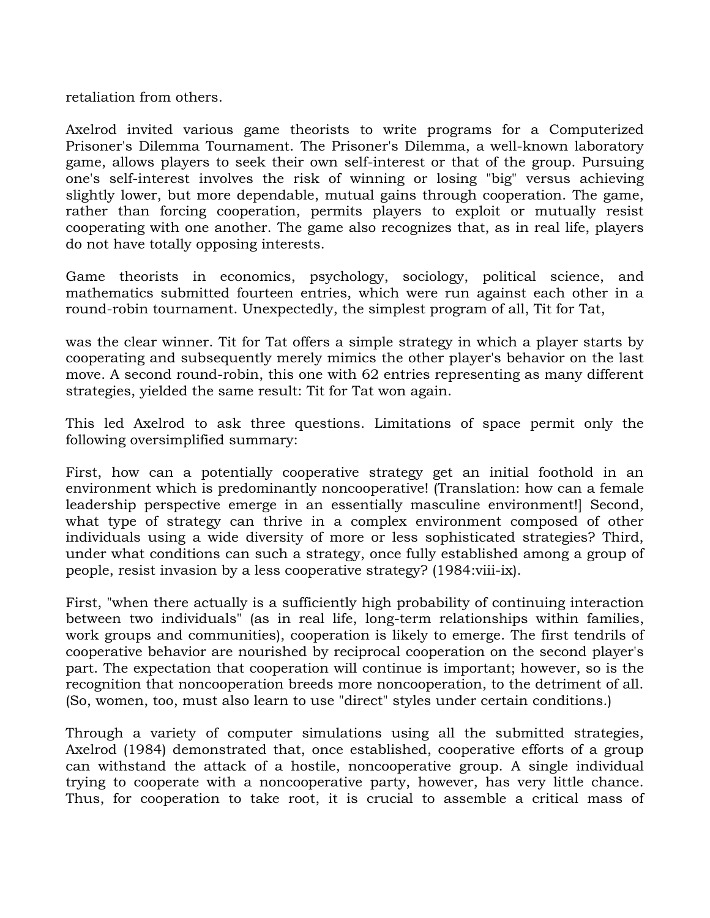retaliation from others.

Axelrod invited various game theorists to write programs for a Computerized Prisoner's Dilemma Tournament. The Prisoner's Dilemma, a well-known laboratory game, allows players to seek their own self-interest or that of the group. Pursuing one's self-interest involves the risk of winning or losing "big" versus achieving slightly lower, but more dependable, mutual gains through cooperation. The game, rather than forcing cooperation, permits players to exploit or mutually resist cooperating with one another. The game also recognizes that, as in real life, players do not have totally opposing interests.

Game theorists in economics, psychology, sociology, political science, and mathematics submitted fourteen entries, which were run against each other in a round-robin tournament. Unexpectedly, the simplest program of all, Tit for Tat,

was the clear winner. Tit for Tat offers a simple strategy in which a player starts by cooperating and subsequently merely mimics the other player's behavior on the last move. A second round-robin, this one with 62 entries representing as many different strategies, yielded the same result: Tit for Tat won again.

This led Axelrod to ask three questions. Limitations of space permit only the following oversimplified summary:

First, how can a potentially cooperative strategy get an initial foothold in an environment which is predominantly noncooperative! (Translation: how can a female leadership perspective emerge in an essentially masculine environment!] Second, what type of strategy can thrive in a complex environment composed of other individuals using a wide diversity of more or less sophisticated strategies? Third, under what conditions can such a strategy, once fully established among a group of people, resist invasion by a less cooperative strategy? (1984:viii-ix).

First, "when there actually is a sufficiently high probability of continuing interaction between two individuals" (as in real life, long-term relationships within families, work groups and communities), cooperation is likely to emerge. The first tendrils of cooperative behavior are nourished by reciprocal cooperation on the second player's part. The expectation that cooperation will continue is important; however, so is the recognition that noncooperation breeds more noncooperation, to the detriment of all. (So, women, too, must also learn to use "direct" styles under certain conditions.)

Through a variety of computer simulations using all the submitted strategies, Axelrod (1984) demonstrated that, once established, cooperative efforts of a group can withstand the attack of a hostile, noncooperative group. A single individual trying to cooperate with a noncooperative party, however, has very little chance. Thus, for cooperation to take root, it is crucial to assemble a critical mass of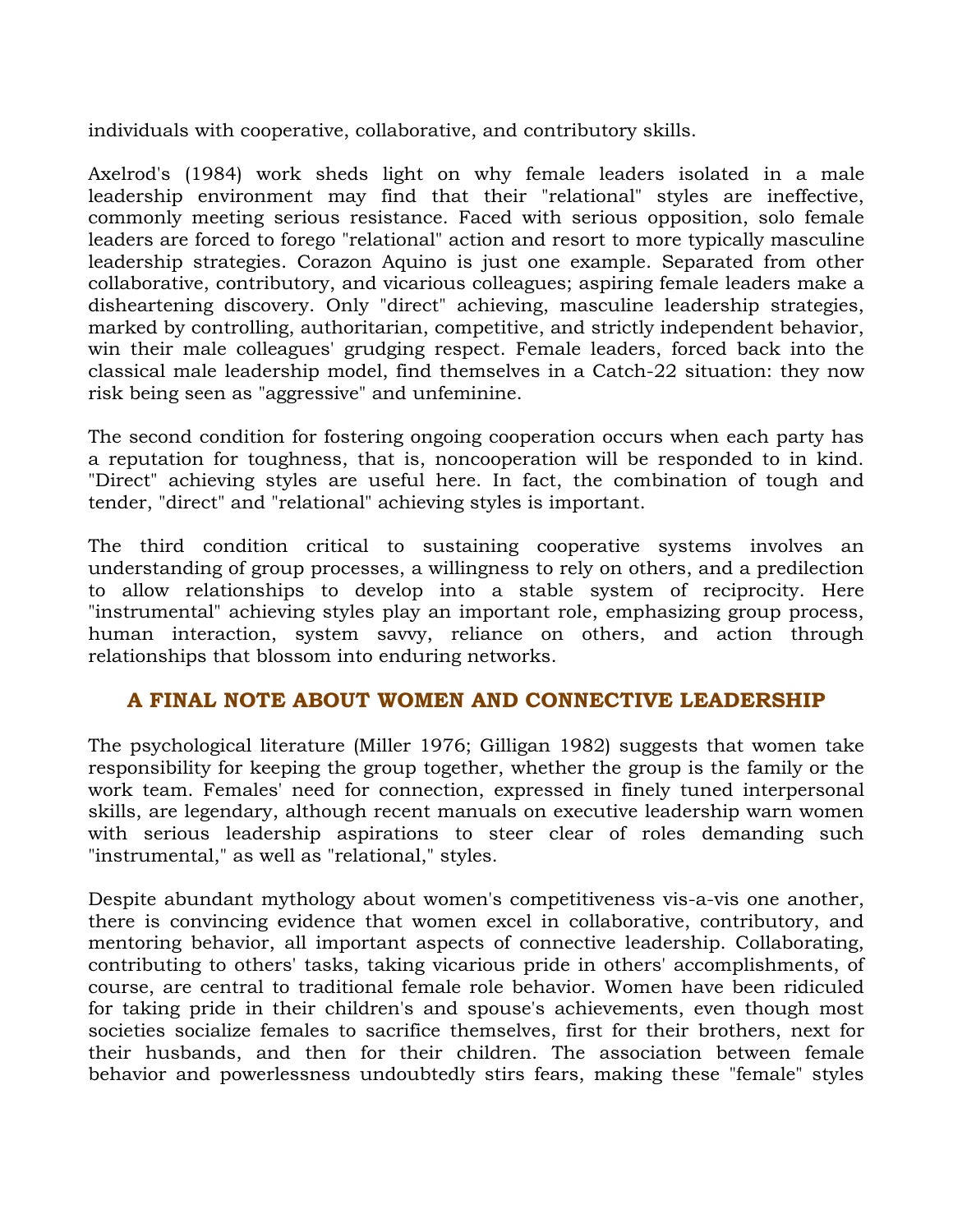individuals with cooperative, collaborative, and contributory skills.

Axelrod's (1984) work sheds light on why female leaders isolated in a male leadership environment may find that their "relational" styles are ineffective, commonly meeting serious resistance. Faced with serious opposition, solo female leaders are forced to forego "relational" action and resort to more typically masculine leadership strategies. Corazon Aquino is just one example. Separated from other collaborative, contributory, and vicarious colleagues; aspiring female leaders make a disheartening discovery. Only "direct" achieving, masculine leadership strategies, marked by controlling, authoritarian, competitive, and strictly independent behavior, win their male colleagues' grudging respect. Female leaders, forced back into the classical male leadership model, find themselves in a Catch-22 situation: they now risk being seen as "aggressive" and unfeminine.

The second condition for fostering ongoing cooperation occurs when each party has a reputation for toughness, that is, noncooperation will be responded to in kind. "Direct" achieving styles are useful here. In fact, the combination of tough and tender, "direct" and "relational" achieving styles is important.

The third condition critical to sustaining cooperative systems involves an understanding of group processes, a willingness to rely on others, and a predilection to allow relationships to develop into a stable system of reciprocity. Here "instrumental" achieving styles play an important role, emphasizing group process, human interaction, system savvy, reliance on others, and action through relationships that blossom into enduring networks.

## A FINAL NOTE ABOUT WOMEN AND CONNECTIVE LEADERSHIP

The psychological literature (Miller 1976; Gilligan 1982) suggests that women take responsibility for keeping the group together, whether the group is the family or the work team. Females' need for connection, expressed in finely tuned interpersonal skills, are legendary, although recent manuals on executive leadership warn women with serious leadership aspirations to steer clear of roles demanding such "instrumental," as well as "relational," styles.

Despite abundant mythology about women's competitiveness vis-a-vis one another, there is convincing evidence that women excel in collaborative, contributory, and mentoring behavior, all important aspects of connective leadership. Collaborating, contributing to others' tasks, taking vicarious pride in others' accomplishments, of course, are central to traditional female role behavior. Women have been ridiculed for taking pride in their children's and spouse's achievements, even though most societies socialize females to sacrifice themselves, first for their brothers, next for their husbands, and then for their children. The association between female behavior and powerlessness undoubtedly stirs fears, making these "female" styles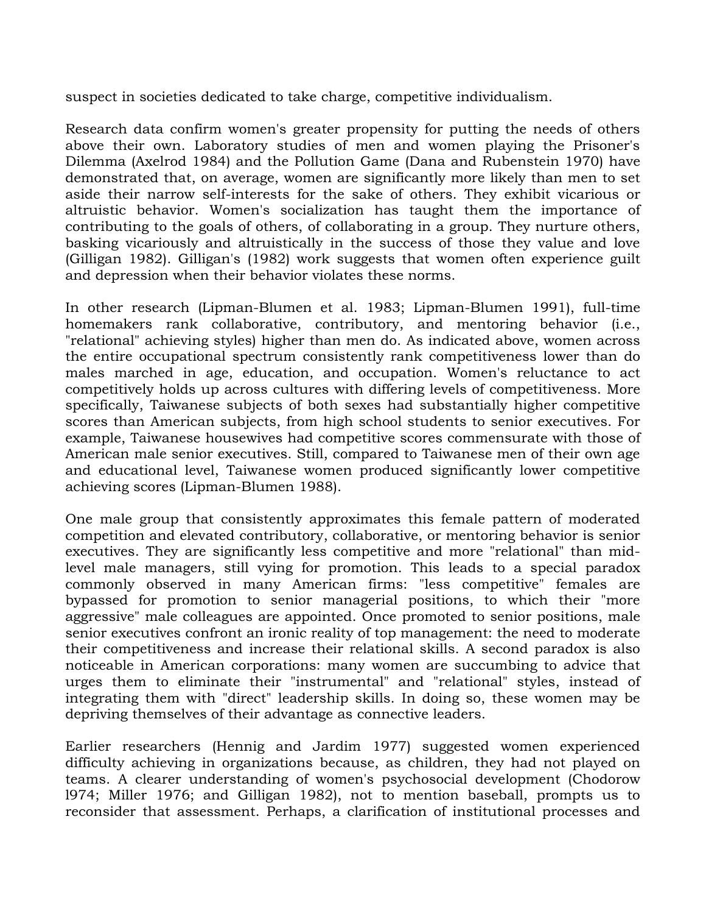suspect in societies dedicated to take charge, competitive individualism.

Research data confirm women's greater propensity for putting the needs of others above their own. Laboratory studies of men and women playing the Prisoner's Dilemma (Axelrod 1984) and the Pollution Game (Dana and Rubenstein 1970) have demonstrated that, on average, women are significantly more likely than men to set aside their narrow self-interests for the sake of others. They exhibit vicarious or altruistic behavior. Women's socialization has taught them the importance of contributing to the goals of others, of collaborating in a group. They nurture others, basking vicariously and altruistically in the success of those they value and love (Gilligan 1982). Gilligan's (1982) work suggests that women often experience guilt and depression when their behavior violates these norms.

In other research (Lipman-Blumen et al. 1983; Lipman-Blumen 1991), full-time homemakers rank collaborative, contributory, and mentoring behavior (i.e., "relational" achieving styles) higher than men do. As indicated above, women across the entire occupational spectrum consistently rank competitiveness lower than do males marched in age, education, and occupation. Women's reluctance to act competitively holds up across cultures with differing levels of competitiveness. More specifically, Taiwanese subjects of both sexes had substantially higher competitive scores than American subjects, from high school students to senior executives. For example, Taiwanese housewives had competitive scores commensurate with those of American male senior executives. Still, compared to Taiwanese men of their own age and educational level, Taiwanese women produced significantly lower competitive achieving scores (Lipman-Blumen 1988).

One male group that consistently approximates this female pattern of moderated competition and elevated contributory, collaborative, or mentoring behavior is senior executives. They are significantly less competitive and more "relational" than mid-level male managers, still vying for promotion. This leads to a special paradox commonly observed in many American firms: "less competitive" females are bypassed for promotion to senior managerial positions, to which their "more aggressive" male colleagues are appointed. Once promoted to senior positions, male senior executives confront an ironic reality of top management: the need to moderate their competitiveness and increase their relational skills. A second paradox is also noticeable in American corporations: many women are succumbing to advice that urges them to eliminate their "instrumental" and "relational" styles, instead of integrating them with "direct" leadership skills. In doing so, these women may be depriving themselves of their advantage as connective leaders.

Earlier researchers (Hennig and Jardim 1977) suggested women experienced difficulty achieving in organizations because, as children, they had not played on teams. A clearer understanding of women's psychosocial development (Chodorow l974; Miller 1976; and Gilligan 1982), not to mention baseball, prompts us to reconsider that assessment. Perhaps, a clarification of institutional processes and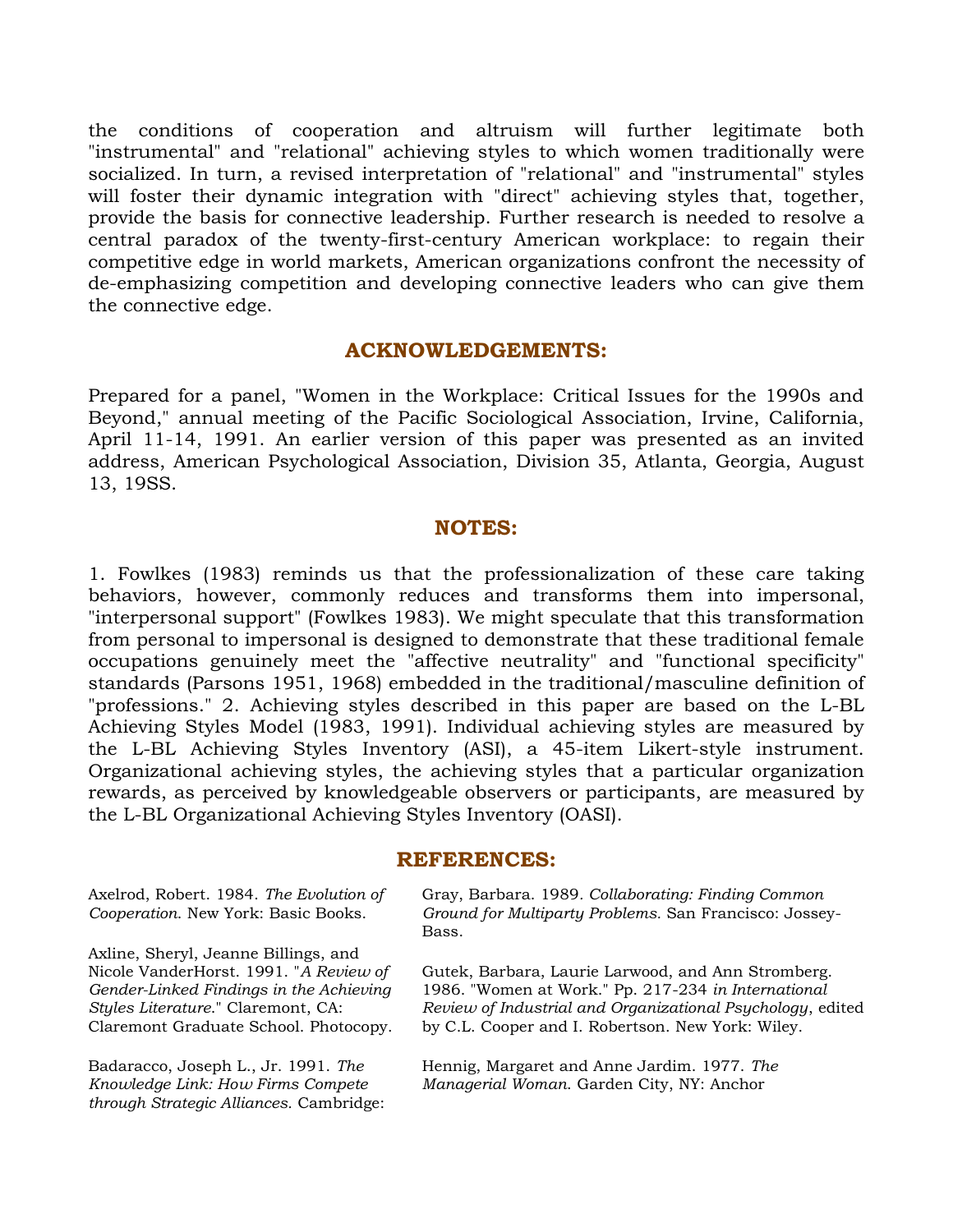the conditions of cooperation and altruism will further legitimate both "instrumental" and "relational" achieving styles to which women traditionally were socialized. In turn, a revised interpretation of "relational" and "instrumental" styles will foster their dynamic integration with "direct" achieving styles that, together, provide the basis for connective leadership. Further research is needed to resolve a central paradox of the twenty-first-century American workplace: to regain their competitive edge in world markets, American organizations confront the necessity of de-emphasizing competition and developing connective leaders who can give them the connective edge.

## ACKNOWLEDGEMENTS:

Prepared for a panel, "Women in the Workplace: Critical Issues for the 1990s and Beyond," annual meeting of the Pacific Sociological Association, Irvine, California, April 11-14, 1991. An earlier version of this paper was presented as an invited address, American Psychological Association, Division 35, Atlanta, Georgia, August 13, 19SS.

## NOTES:

1. Fowlkes (1983) reminds us that the professionalization of these care taking behaviors, however, commonly reduces and transforms them into impersonal, "interpersonal support" (Fowlkes 1983). We might speculate that this transformation from personal to impersonal is designed to demonstrate that these traditional female occupations genuinely meet the "affective neutrality" and "functional specificity" standards (Parsons 1951, 1968) embedded in the traditional/masculine definition of "professions." 2. Achieving styles described in this paper are based on the L-BL Achieving Styles Model (1983, 1991). Individual achieving styles are measured by the L-BL Achieving Styles Inventory (ASI), a 45-item Likert-style instrument. Organizational achieving styles, the achieving styles that a particular organization rewards, as perceived by knowledgeable observers or participants, are measured by the L-BL Organizational Achieving Styles Inventory (OASI).

## REFERENCES:

Axelrod, Robert. 1984. *The Evolution of Cooperation*. New York: Basic Books.

Axline, Sheryl, Jeanne Billings, and Nicole VanderHorst. 1991. "*A Review of Gender-Linked Findings in the Achieving Styles Literature*." Claremont, CA: Claremont Graduate School. Photocopy.

Badaracco, Joseph L., Jr. 1991. *The Knowledge Link: How Firms Compete through Strategic Alliances*. Cambridge:

Gray, Barbara. 1989. *Collaborating: Finding Common Ground for Multiparty Problems*. San Francisco: Jossey-Bass.

Gutek, Barbara, Laurie Larwood, and Ann Stromberg. 1986. "Women at Work." Pp. 217-234 *in International Review of Industrial and Organizational Psychology*, edited by C.L. Cooper and I. Robertson. New York: Wiley.

Hennig, Margaret and Anne Jardim. 1977. *The Managerial Woman*. Garden City, NY: Anchor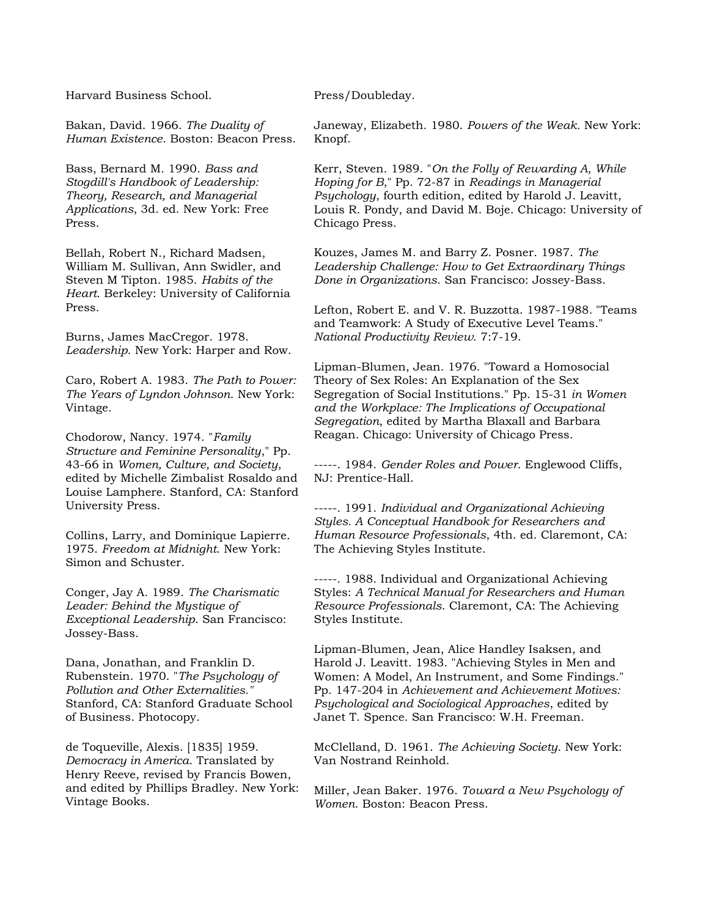Harvard Business School.

Bakan, David. 1966. *The Duality of Human Existence*. Boston: Beacon Press.

Bass, Bernard M. 1990. *Bass and Stogdill's Handbook of Leadership: Theory, Research, and Managerial Applications*, 3d. ed. New York: Free Press.

Bellah, Robert N., Richard Madsen, William M. Sullivan, Ann Swidler, and Steven M Tipton. 1985. *Habits of the Heart*. Berkeley: University of California Press.

Burns, James MacCregor. 1978. *Leadership*. New York: Harper and Row.

Caro, Robert A. 1983. *The Path to Power: The Years of Lyndon Johnson*. New York: Vintage.

Chodorow, Nancy. 1974. "*Family Structure and Feminine Personality*," Pp. 43-66 in *Women, Culture, and Society*, edited by Michelle Zimbalist Rosaldo and Louise Lamphere. Stanford, CA: Stanford University Press.

Collins, Larry, and Dominique Lapierre. 1975. *Freedom at Midnight*. New York: Simon and Schuster.

Conger, Jay A. 1989. *The Charismatic Leader: Behind the Mystique of Exceptional Leadership*. San Francisco: Jossey-Bass.

Dana, Jonathan, and Franklin D. Rubenstein. 1970. "*The Psychology of Pollution and Other Externalities."* Stanford, CA: Stanford Graduate School of Business. Photocopy.

de Toqueville, Alexis. [1835] 1959. *Democracy in America*. Translated by Henry Reeve, revised by Francis Bowen, and edited by Phillips Bradley. New York: Vintage Books.

Press/Doubleday.

Janeway, Elizabeth. 1980. *Powers of the Weak.* New York: Knopf.

Kerr, Steven. 1989. "*On the Folly of Rewarding A, While Hoping for B*," Pp. 72-87 in *Readings in Managerial Psychology*, fourth edition, edited by Harold J. Leavitt, Louis R. Pondy, and David M. Boje. Chicago: University of Chicago Press.

Kouzes, James M. and Barry Z. Posner. 1987. *The Leadership Challenge: How to Get Extraordinary Things Done in Organizations*. San Francisco: Jossey-Bass.

Lefton, Robert E. and V. R. Buzzotta. 1987-1988. "Teams and Teamwork: A Study of Executive Level Teams." *National Productivity Review*. 7:7-19.

Lipman-Blumen, Jean. 1976. "Toward a Homosocial Theory of Sex Roles: An Explanation of the Sex Segregation of Social Institutions." Pp. 15-31 *in Women and the Workplace: The Implications of Occupational Segregation*, edited by Martha Blaxall and Barbara Reagan. Chicago: University of Chicago Press.

-----. 1984. *Gender Roles and Power*. Englewood Cliffs, NJ: Prentice-Hall.

-----. 1991. *Individual and Organizational Achieving Styles. A Conceptual Handbook for Researchers and Human Resource Professionals*, 4th. ed. Claremont, CA: The Achieving Styles Institute.

-----. 1988. Individual and Organizational Achieving Styles: *A Technical Manual for Researchers and Human Resource Professionals*. Claremont, CA: The Achieving Styles Institute.

Lipman-Blumen, Jean, Alice Handley Isaksen, and Harold J. Leavitt. 1983. "Achieving Styles in Men and Women: A Model, An Instrument, and Some Findings." Pp. 147-204 in *Achievement and Achievement Motives: Psychological and Sociological Approaches*, edited by Janet T. Spence. San Francisco: W.H. Freeman.

McClelland, D. 1961. *The Achieving Society*. New York: Van Nostrand Reinhold.

Miller, Jean Baker. 1976. *Toward a New Psychology of Women*. Boston: Beacon Press.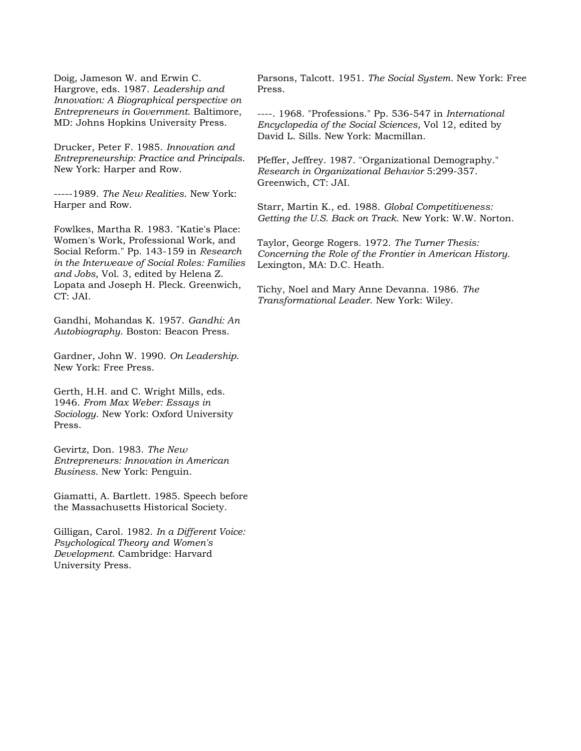Doig, Jameson W. and Erwin C. Hargrove, eds. 1987. *Leadership and Innovation: A Biographical perspective on Entrepreneurs in Government*. Baltimore, MD: Johns Hopkins University Press.

Drucker, Peter F. 1985. *Innovation and Entrepreneurship: Practice and Principals*. New York: Harper and Row.

-----1989. *The New Realities*. New York: Harper and Row.

Fowlkes, Martha R. 1983. "Katie's Place: Women's Work, Professional Work, and Social Reform." Pp. 143-159 in *Research in the Interweave of Social Roles: Families and Jobs*, Vol. 3, edited by Helena Z. Lopata and Joseph H. Pleck. Greenwich, CT: JAI.

Gandhi, Mohandas K. 1957. *Gandhi: An Autobiography*. Boston: Beacon Press.

Gardner, John W. 1990. *On Leadership*. New York: Free Press.

Gerth, H.H. and C. Wright Mills, eds. 1946. *From Max Weber: Essays in Sociology*. New York: Oxford University Press.

Gevirtz, Don. 1983. *The New Entrepreneurs: Innovation in American Business*. New York: Penguin.

Giamatti, A. Bartlett. 1985. Speech before the Massachusetts Historical Society.

Gilligan, Carol. 1982. *In a Different Voice: Psychological Theory and Women's Development*. Cambridge: Harvard University Press.

Parsons, Talcott. 1951. *The Social System*. New York: Free Press.

----. 1968. "Professions." Pp. 536-547 in *International Encyclopedia of the Social Sciences*, Vol 12, edited by David L. Sills. New York: Macmillan.

Pfeffer, Jeffrey. 1987. "Organizational Demography." *Research in Organizational Behavior* 5:299-357. Greenwich, CT: JAI.

Starr, Martin K., ed. 1988. *Global Competitiveness: Getting the U.S. Back on Track*. New York: W.W. Norton.

Taylor, George Rogers. 1972. *The Turner Thesis: Concerning the Role of the Frontier in American History*. Lexington, MA: D.C. Heath.

Tichy, Noel and Mary Anne Devanna. 1986. *The Transformational Leader*. New York: Wiley.